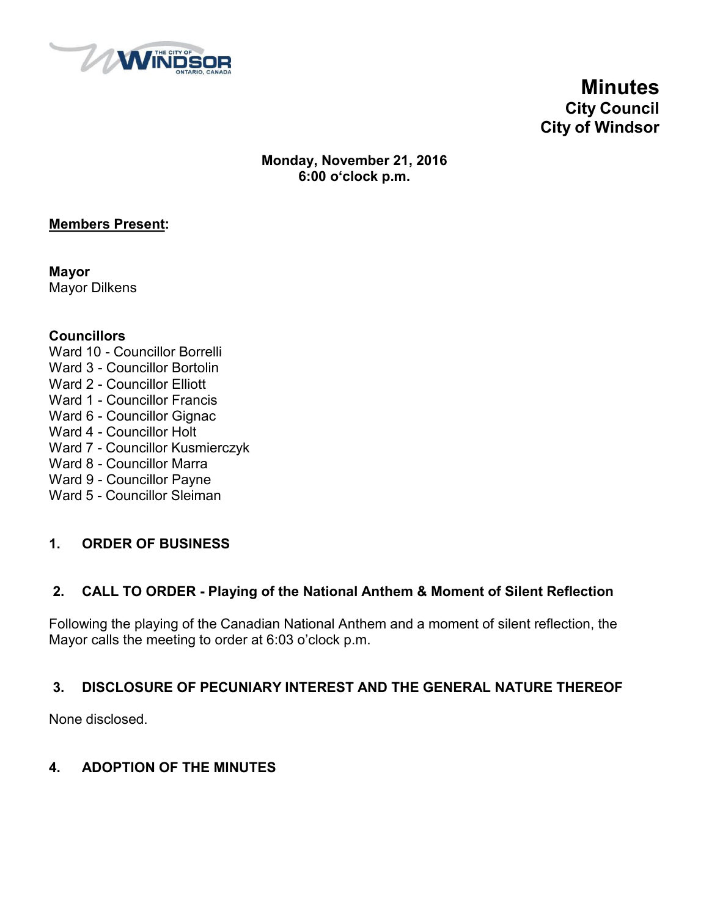# Minutes
## City Council
## City of Windsor

**Monday, November 21, 2016**
**6:00 o'clock p.m.**

**Members Present:**

**Mayor**
Mayor Dilkens

**Councillors**
Ward 10 - Councillor Borrelli
Ward 3 - Councillor Bortolin
Ward 2 - Councillor Elliott
Ward 1 - Councillor Francis
Ward 6 - Councillor Gignac
Ward 4 - Councillor Holt
Ward 7 - Councillor Kusmierczyk
Ward 8 - Councillor Marra
Ward 9 - Councillor Payne
Ward 5 - Councillor Sleiman

## 1. ORDER OF BUSINESS

## 2. CALL TO ORDER - Playing of the National Anthem & Moment of Silent Reflection

Following the playing of the Canadian National Anthem and a moment of silent reflection, the Mayor calls the meeting to order at 6:03 o'clock p.m.

## 3. DISCLOSURE OF PECUNIARY INTEREST AND THE GENERAL NATURE THEREOF

None disclosed.

## 4. ADOPTION OF THE MINUTES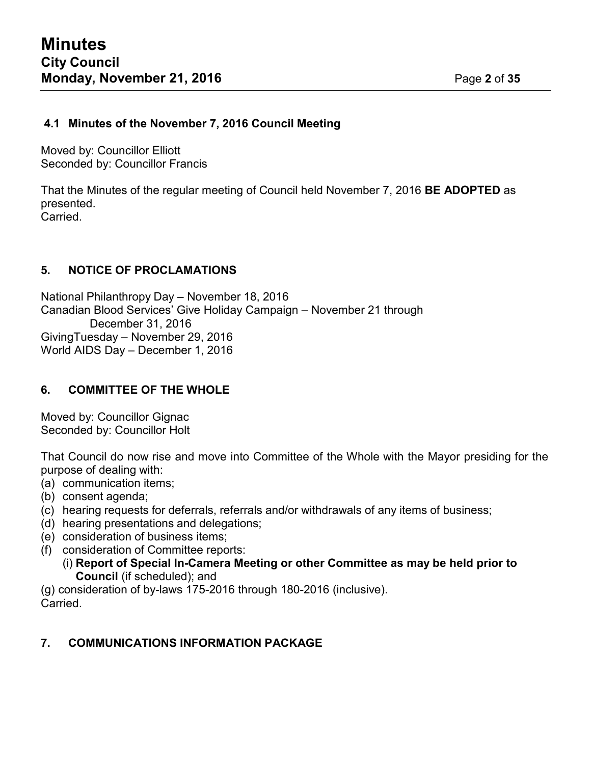### 4.1 Minutes of the November 7, 2016 Council Meeting

Moved by: Councillor Elliott
Seconded by: Councillor Francis

That the Minutes of the regular meeting of Council held November 7, 2016 **BE ADOPTED** as presented.
Carried.

## 5. NOTICE OF PROCLAMATIONS

National Philanthropy Day – November 18, 2016
Canadian Blood Services' Give Holiday Campaign – November 21 through December 31, 2016
GivingTuesday – November 29, 2016
World AIDS Day – December 1, 2016

## 6. COMMITTEE OF THE WHOLE

Moved by: Councillor Gignac
Seconded by: Councillor Holt

That Council do now rise and move into Committee of the Whole with the Mayor presiding for the purpose of dealing with:

(a) communication items;
(b) consent agenda;
(c) hearing requests for deferrals, referrals and/or withdrawals of any items of business;
(d) hearing presentations and delegations;
(e) consideration of business items;
(f) consideration of Committee reports:
   (i) **Report of Special In-Camera Meeting or other Committee as may be held prior to Council** (if scheduled); and
(g) consideration of by-laws 175-2016 through 180-2016 (inclusive).

Carried.

## 7. COMMUNICATIONS INFORMATION PACKAGE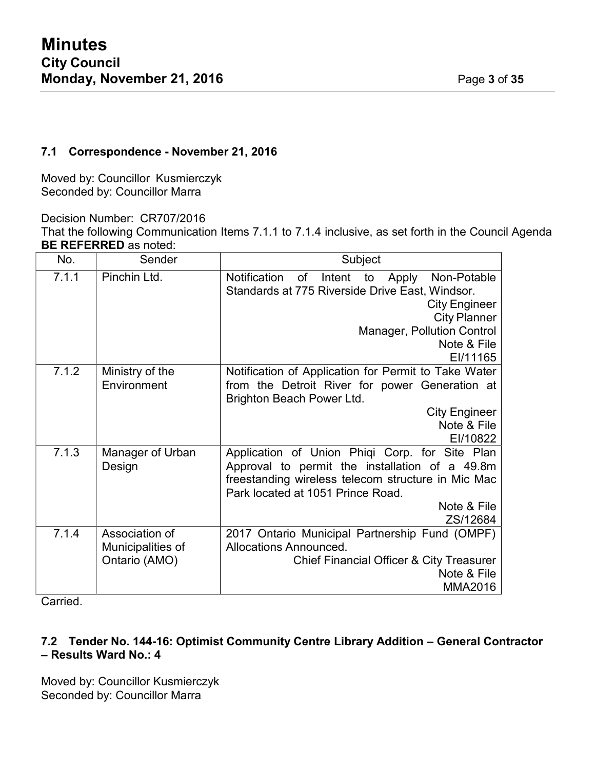### 7.1 Correspondence - November 21, 2016

Moved by: Councillor Kusmierczyk
Seconded by: Councillor Marra

Decision Number: CR707/2016
That the following Communication Items 7.1.1 to 7.1.4 inclusive, as set forth in the Council Agenda **BE REFERRED** as noted:

| No. | Sender | Subject |
|---|---|---|
| 7.1.1 | Pinchin Ltd. | Notification of Intent to Apply Non-Potable Standards at 775 Riverside Drive East, Windsor.<br>City Engineer<br>City Planner<br>Manager, Pollution Control<br>Note & File<br>EI/11165 |
| 7.1.2 | Ministry of the Environment | Notification of Application for Permit to Take Water from the Detroit River for power Generation at Brighton Beach Power Ltd.<br>City Engineer<br>Note & File<br>EI/10822 |
| 7.1.3 | Manager of Urban Design | Application of Union Phiqi Corp. for Site Plan Approval to permit the installation of a 49.8m freestanding wireless telecom structure in Mic Mac Park located at 1051 Prince Road.<br>Note & File<br>ZS/12684 |
| 7.1.4 | Association of Municipalities of Ontario (AMO) | 2017 Ontario Municipal Partnership Fund (OMPF) Allocations Announced.<br>Chief Financial Officer & City Treasurer<br>Note & File<br>MMA2016 |

Carried.

### 7.2 Tender No. 144-16: Optimist Community Centre Library Addition – General Contractor – Results Ward No.: 4

Moved by: Councillor Kusmierczyk
Seconded by: Councillor Marra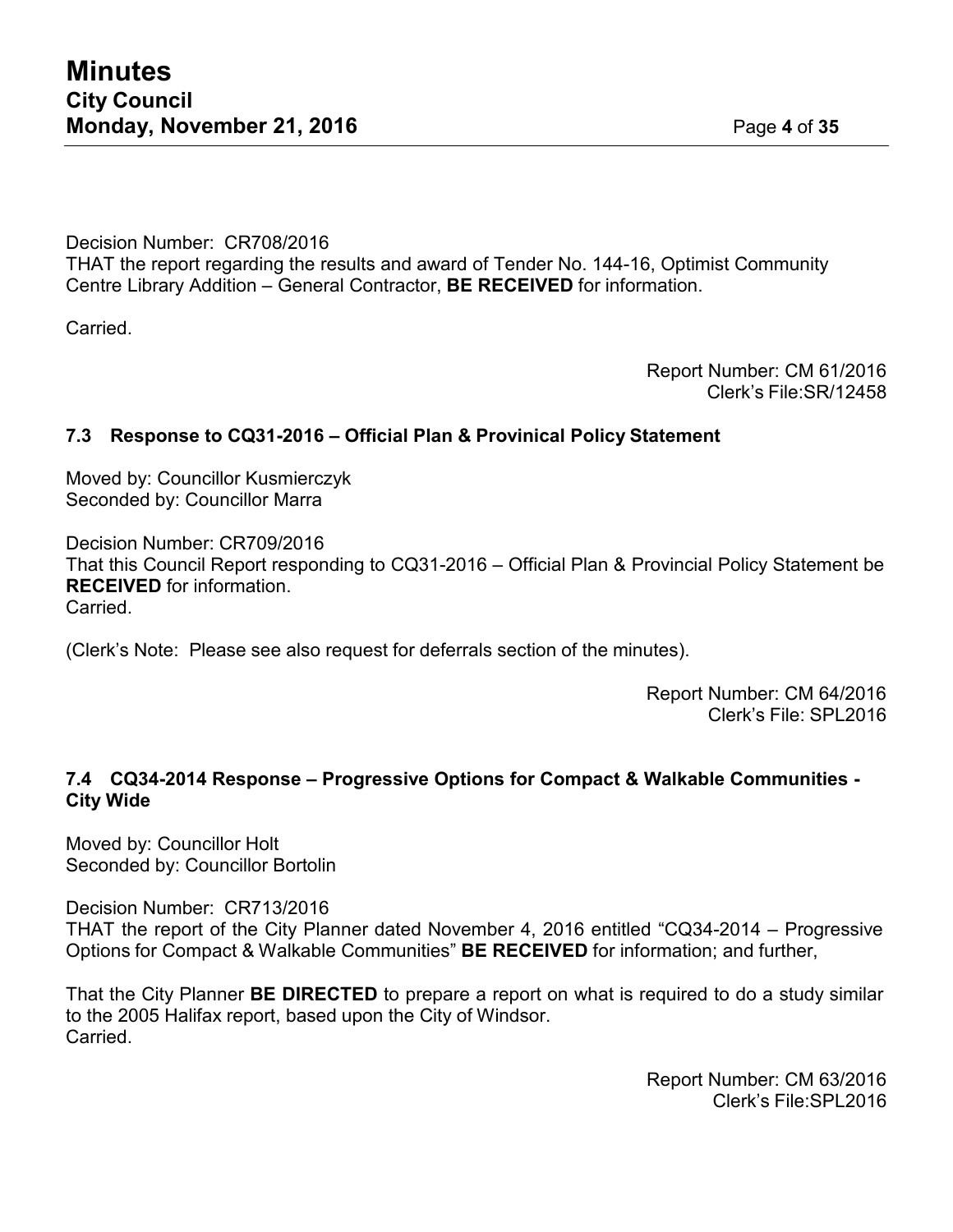Decision Number: CR708/2016
THAT the report regarding the results and award of Tender No. 144-16, Optimist Community Centre Library Addition – General Contractor, **BE RECEIVED** for information.

Carried.

Report Number: CM 61/2016
Clerk's File:SR/12458

### 7.3 Response to CQ31-2016 – Official Plan & Provinical Policy Statement

Moved by: Councillor Kusmierczyk
Seconded by: Councillor Marra

Decision Number: CR709/2016
That this Council Report responding to CQ31-2016 – Official Plan & Provincial Policy Statement be **RECEIVED** for information.
Carried.

(Clerk's Note: Please see also request for deferrals section of the minutes).

Report Number: CM 64/2016
Clerk's File: SPL2016

### 7.4 CQ34-2014 Response – Progressive Options for Compact & Walkable Communities - City Wide

Moved by: Councillor Holt
Seconded by: Councillor Bortolin

Decision Number: CR713/2016
THAT the report of the City Planner dated November 4, 2016 entitled "CQ34-2014 – Progressive Options for Compact & Walkable Communities" **BE RECEIVED** for information; and further,

That the City Planner **BE DIRECTED** to prepare a report on what is required to do a study similar to the 2005 Halifax report, based upon the City of Windsor.
Carried.

Report Number: CM 63/2016
Clerk's File:SPL2016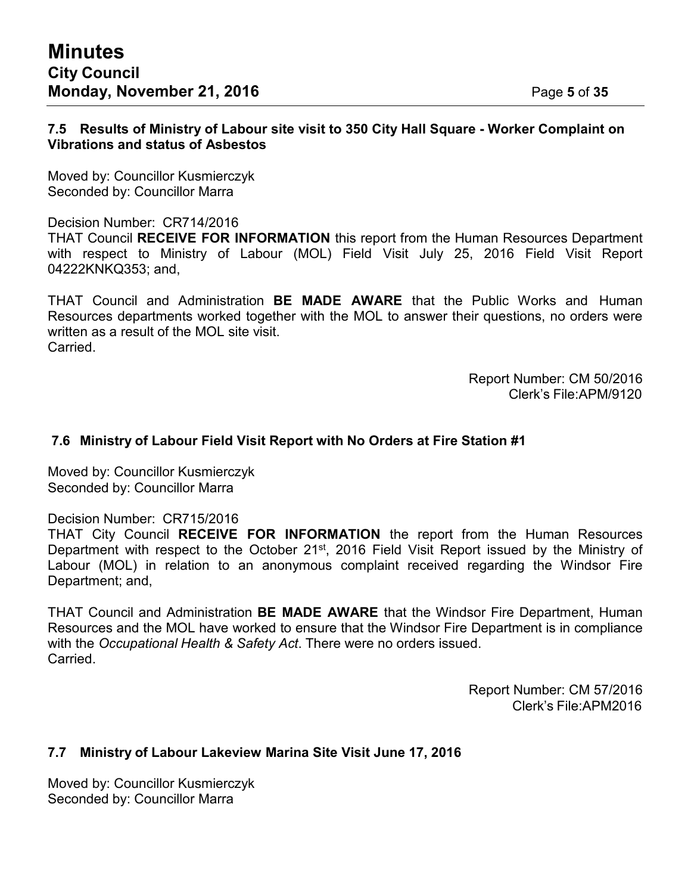### 7.5 Results of Ministry of Labour site visit to 350 City Hall Square - Worker Complaint on Vibrations and status of Asbestos

Moved by: Councillor Kusmierczyk
Seconded by: Councillor Marra

Decision Number: CR714/2016
THAT Council **RECEIVE FOR INFORMATION** this report from the Human Resources Department with respect to Ministry of Labour (MOL) Field Visit July 25, 2016 Field Visit Report 04222KNKQ353; and,

THAT Council and Administration **BE MADE AWARE** that the Public Works and Human Resources departments worked together with the MOL to answer their questions, no orders were written as a result of the MOL site visit.
Carried.

Report Number: CM 50/2016
Clerk's File:APM/9120

### 7.6 Ministry of Labour Field Visit Report with No Orders at Fire Station #1

Moved by: Councillor Kusmierczyk
Seconded by: Councillor Marra

Decision Number: CR715/2016
THAT City Council **RECEIVE FOR INFORMATION** the report from the Human Resources Department with respect to the October 21st, 2016 Field Visit Report issued by the Ministry of Labour (MOL) in relation to an anonymous complaint received regarding the Windsor Fire Department; and,

THAT Council and Administration **BE MADE AWARE** that the Windsor Fire Department, Human Resources and the MOL have worked to ensure that the Windsor Fire Department is in compliance with the *Occupational Health & Safety Act*. There were no orders issued.
Carried.

Report Number: CM 57/2016
Clerk's File:APM2016

### 7.7 Ministry of Labour Lakeview Marina Site Visit June 17, 2016

Moved by: Councillor Kusmierczyk
Seconded by: Councillor Marra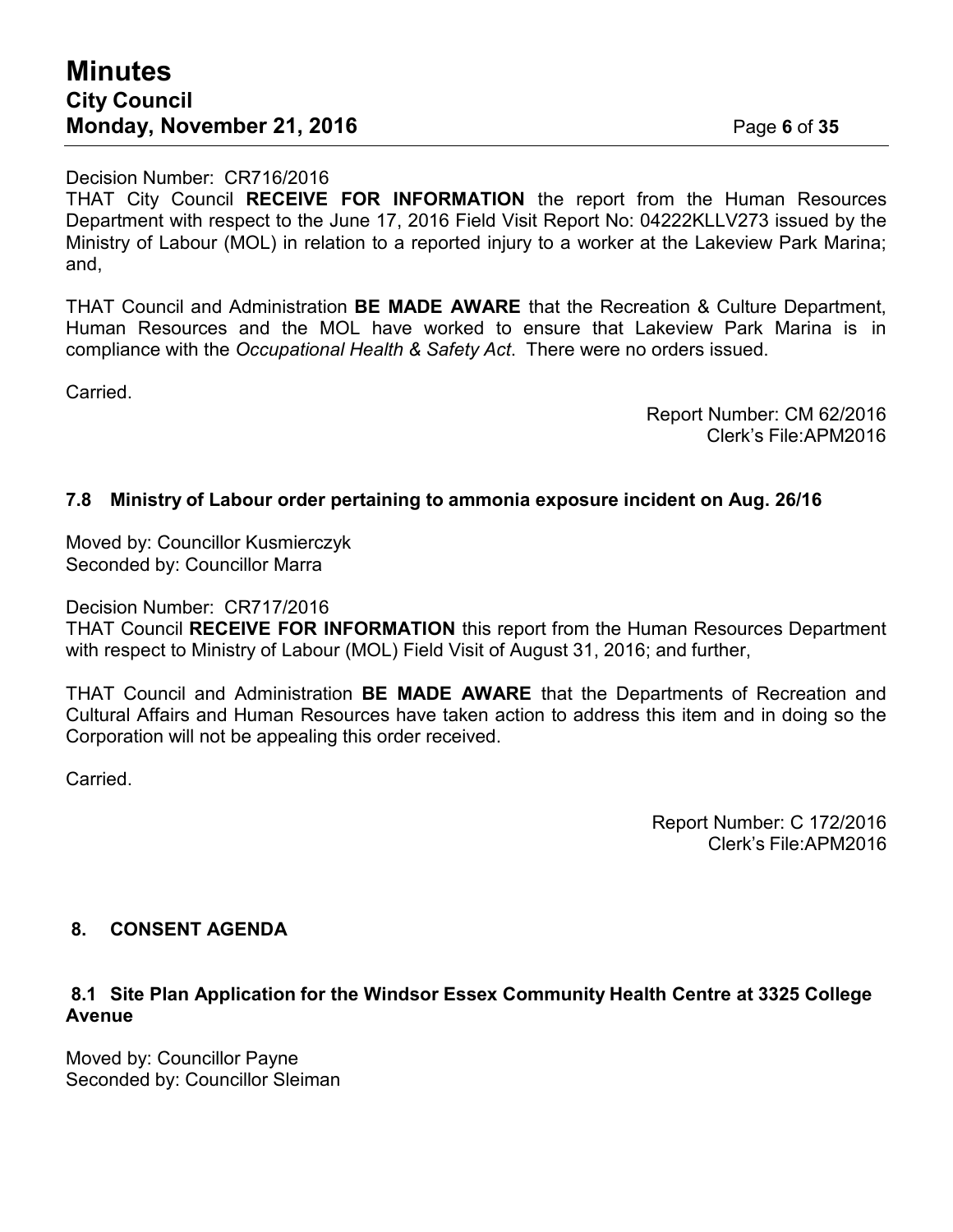Decision Number: CR716/2016
THAT City Council **RECEIVE FOR INFORMATION** the report from the Human Resources Department with respect to the June 17, 2016 Field Visit Report No: 04222KLLV273 issued by the Ministry of Labour (MOL) in relation to a reported injury to a worker at the Lakeview Park Marina; and,

THAT Council and Administration **BE MADE AWARE** that the Recreation & Culture Department, Human Resources and the MOL have worked to ensure that Lakeview Park Marina is in compliance with the *Occupational Health & Safety Act*. There were no orders issued.

Carried.

Report Number: CM 62/2016
Clerk's File:APM2016

### 7.8 Ministry of Labour order pertaining to ammonia exposure incident on Aug. 26/16

Moved by: Councillor Kusmierczyk
Seconded by: Councillor Marra

Decision Number: CR717/2016
THAT Council **RECEIVE FOR INFORMATION** this report from the Human Resources Department with respect to Ministry of Labour (MOL) Field Visit of August 31, 2016; and further,

THAT Council and Administration **BE MADE AWARE** that the Departments of Recreation and Cultural Affairs and Human Resources have taken action to address this item and in doing so the Corporation will not be appealing this order received.

Carried.

Report Number: C 172/2016
Clerk's File:APM2016

## 8. CONSENT AGENDA

### 8.1 Site Plan Application for the Windsor Essex Community Health Centre at 3325 College Avenue

Moved by: Councillor Payne
Seconded by: Councillor Sleiman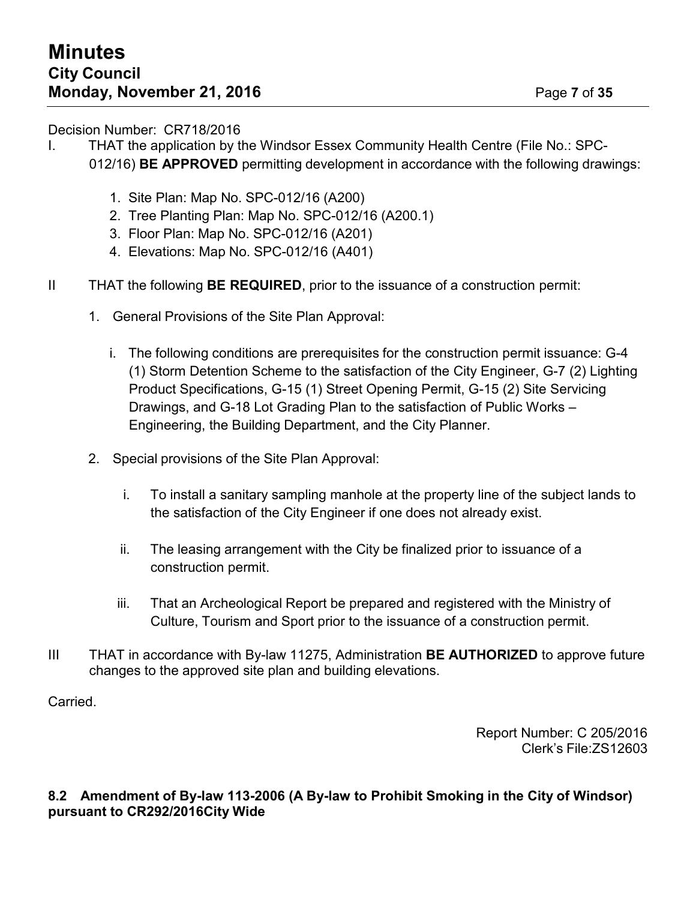Decision Number: CR718/2016

I. THAT the application by the Windsor Essex Community Health Centre (File No.: SPC-012/16) **BE APPROVED** permitting development in accordance with the following drawings:

   1. Site Plan: Map No. SPC-012/16 (A200)
   2. Tree Planting Plan: Map No. SPC-012/16 (A200.1)
   3. Floor Plan: Map No. SPC-012/16 (A201)
   4. Elevations: Map No. SPC-012/16 (A401)

II THAT the following **BE REQUIRED**, prior to the issuance of a construction permit:

   1. General Provisions of the Site Plan Approval:

      i. The following conditions are prerequisites for the construction permit issuance: G-4 (1) Storm Detention Scheme to the satisfaction of the City Engineer, G-7 (2) Lighting Product Specifications, G-15 (1) Street Opening Permit, G-15 (2) Site Servicing Drawings, and G-18 Lot Grading Plan to the satisfaction of Public Works – Engineering, the Building Department, and the City Planner.

   2. Special provisions of the Site Plan Approval:

      i. To install a sanitary sampling manhole at the property line of the subject lands to the satisfaction of the City Engineer if one does not already exist.

      ii. The leasing arrangement with the City be finalized prior to issuance of a construction permit.

      iii. That an Archeological Report be prepared and registered with the Ministry of Culture, Tourism and Sport prior to the issuance of a construction permit.

III THAT in accordance with By-law 11275, Administration **BE AUTHORIZED** to approve future changes to the approved site plan and building elevations.

Carried.

Report Number: C 205/2016
Clerk's File:ZS12603

**8.2 Amendment of By-law 113-2006 (A By-law to Prohibit Smoking in the City of Windsor) pursuant to CR292/2016City Wide**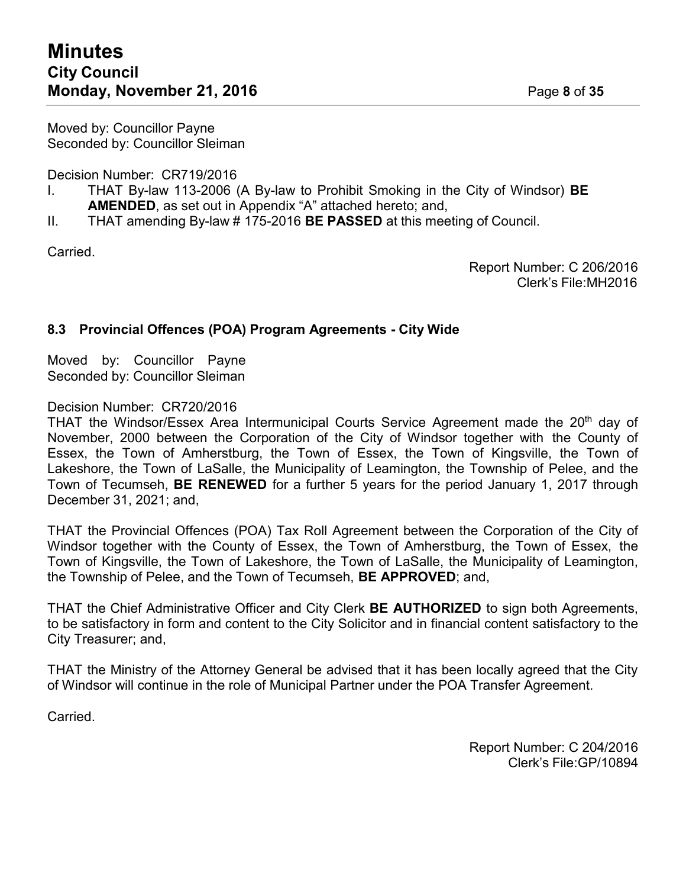Moved by: Councillor Payne
Seconded by: Councillor Sleiman

Decision Number: CR719/2016

I. THAT By-law 113-2006 (A By-law to Prohibit Smoking in the City of Windsor) **BE AMENDED**, as set out in Appendix "A" attached hereto; and,
II. THAT amending By-law # 175-2016 **BE PASSED** at this meeting of Council.

Carried.

Report Number: C 206/2016
Clerk's File:MH2016

### 8.3 Provincial Offences (POA) Program Agreements - City Wide

Moved by: Councillor Payne
Seconded by: Councillor Sleiman

Decision Number: CR720/2016

THAT the Windsor/Essex Area Intermunicipal Courts Service Agreement made the 20th day of November, 2000 between the Corporation of the City of Windsor together with the County of Essex, the Town of Amherstburg, the Town of Essex, the Town of Kingsville, the Town of Lakeshore, the Town of LaSalle, the Municipality of Leamington, the Township of Pelee, and the Town of Tecumseh, **BE RENEWED** for a further 5 years for the period January 1, 2017 through December 31, 2021; and,

THAT the Provincial Offences (POA) Tax Roll Agreement between the Corporation of the City of Windsor together with the County of Essex, the Town of Amherstburg, the Town of Essex, the Town of Kingsville, the Town of Lakeshore, the Town of LaSalle, the Municipality of Leamington, the Township of Pelee, and the Town of Tecumseh, **BE APPROVED**; and,

THAT the Chief Administrative Officer and City Clerk **BE AUTHORIZED** to sign both Agreements, to be satisfactory in form and content to the City Solicitor and in financial content satisfactory to the City Treasurer; and,

THAT the Ministry of the Attorney General be advised that it has been locally agreed that the City of Windsor will continue in the role of Municipal Partner under the POA Transfer Agreement.

Carried.

Report Number: C 204/2016
Clerk's File:GP/10894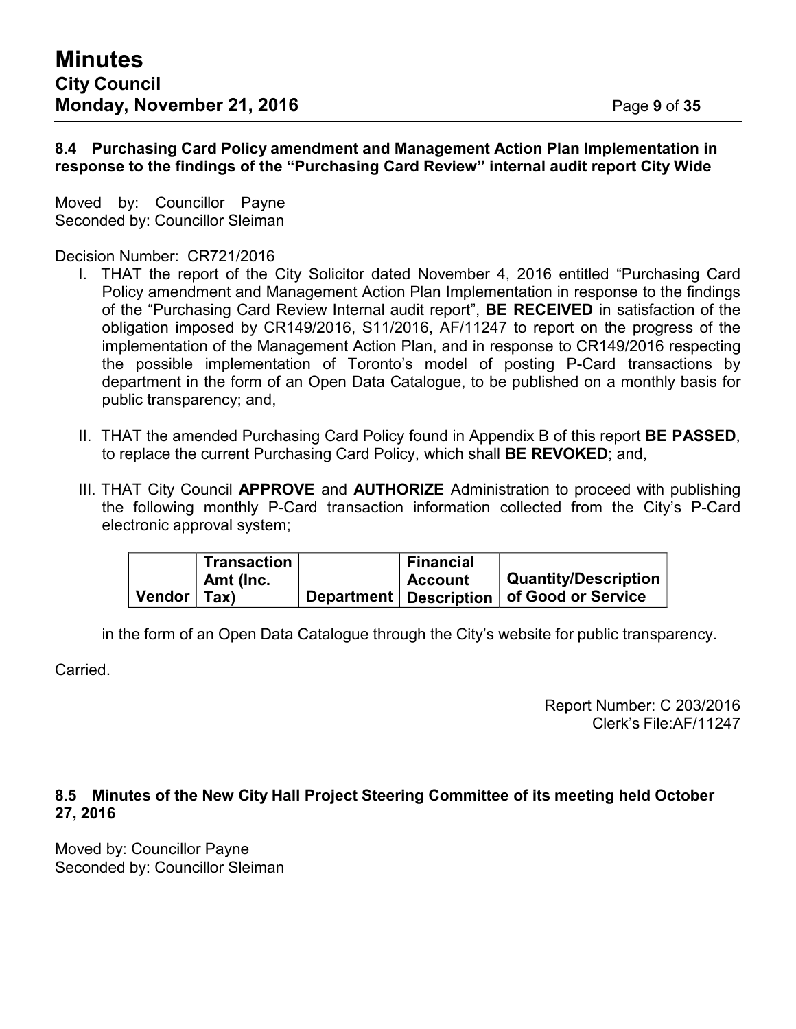### 8.4 Purchasing Card Policy amendment and Management Action Plan Implementation in response to the findings of the "Purchasing Card Review" internal audit report City Wide

Moved by: Councillor Payne
Seconded by: Councillor Sleiman

Decision Number: CR721/2016

I. THAT the report of the City Solicitor dated November 4, 2016 entitled "Purchasing Card Policy amendment and Management Action Plan Implementation in response to the findings of the "Purchasing Card Review Internal audit report", **BE RECEIVED** in satisfaction of the obligation imposed by CR149/2016, S11/2016, AF/11247 to report on the progress of the implementation of the Management Action Plan, and in response to CR149/2016 respecting the possible implementation of Toronto's model of posting P-Card transactions by department in the form of an Open Data Catalogue, to be published on a monthly basis for public transparency; and,

II. THAT the amended Purchasing Card Policy found in Appendix B of this report **BE PASSED**, to replace the current Purchasing Card Policy, which shall **BE REVOKED**; and,

III. THAT City Council **APPROVE** and **AUTHORIZE** Administration to proceed with publishing the following monthly P-Card transaction information collected from the City's P-Card electronic approval system;

| Vendor | Transaction Amt (Inc. Tax) | Department | Financial Account Description | Quantity/Description of Good or Service |
|---|---|---|---|---|

in the form of an Open Data Catalogue through the City's website for public transparency.

Carried.

Report Number: C 203/2016
Clerk's File:AF/11247

### 8.5 Minutes of the New City Hall Project Steering Committee of its meeting held October 27, 2016

Moved by: Councillor Payne
Seconded by: Councillor Sleiman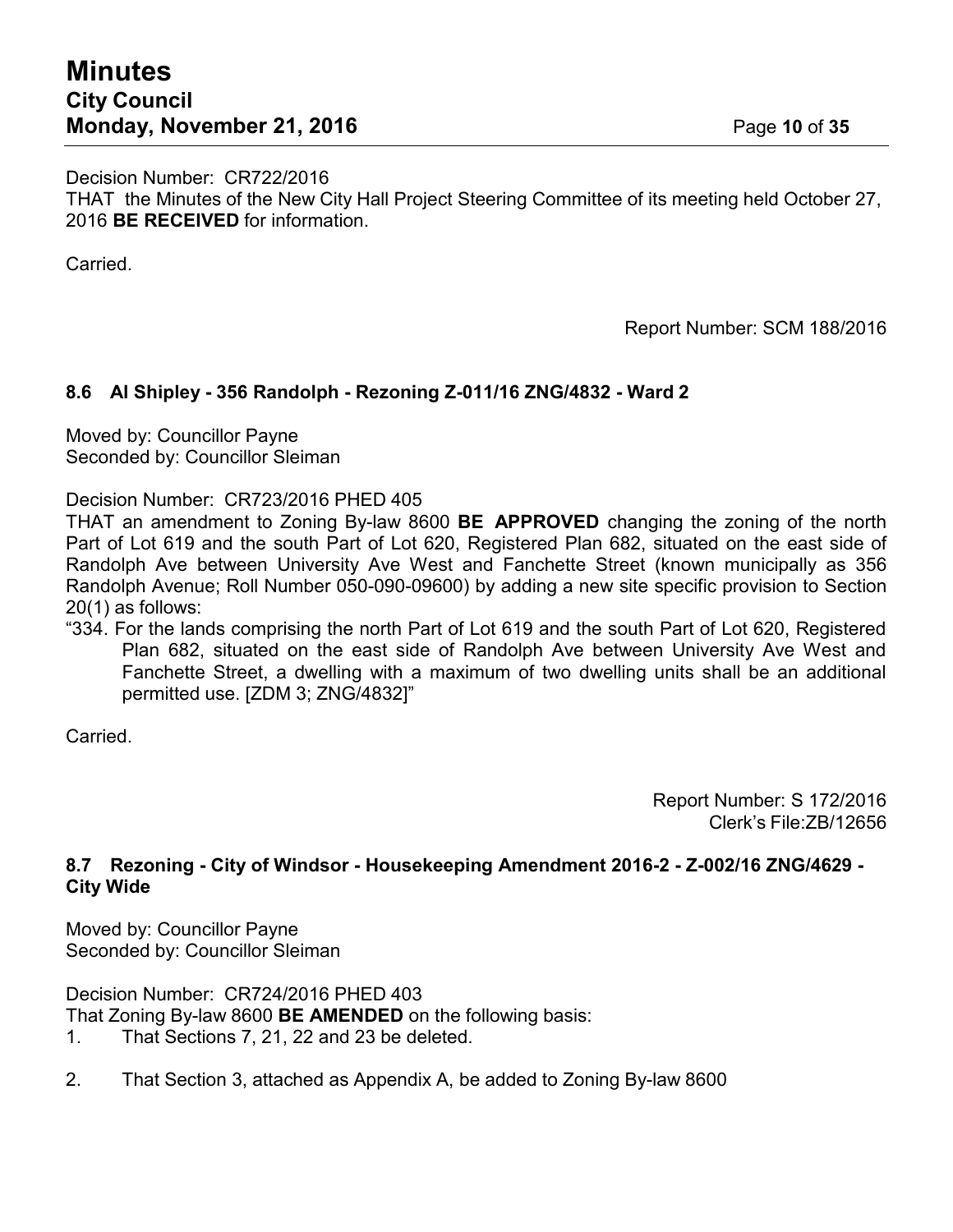Decision Number: CR722/2016
THAT the Minutes of the New City Hall Project Steering Committee of its meeting held October 27, 2016 **BE RECEIVED** for information.

Carried.

Report Number: SCM 188/2016

### 8.6 Al Shipley - 356 Randolph - Rezoning Z-011/16 ZNG/4832 - Ward 2

Moved by: Councillor Payne
Seconded by: Councillor Sleiman

Decision Number: CR723/2016 PHED 405
THAT an amendment to Zoning By-law 8600 **BE APPROVED** changing the zoning of the north Part of Lot 619 and the south Part of Lot 620, Registered Plan 682, situated on the east side of Randolph Ave between University Ave West and Fanchette Street (known municipally as 356 Randolph Avenue; Roll Number 050-090-09600) by adding a new site specific provision to Section 20(1) as follows:

"334. For the lands comprising the north Part of Lot 619 and the south Part of Lot 620, Registered Plan 682, situated on the east side of Randolph Ave between University Ave West and Fanchette Street, a dwelling with a maximum of two dwelling units shall be an additional permitted use. [ZDM 3; ZNG/4832]"

Carried.

Report Number: S 172/2016
Clerk's File:ZB/12656

### 8.7 Rezoning - City of Windsor - Housekeeping Amendment 2016-2 - Z-002/16 ZNG/4629 - City Wide

Moved by: Councillor Payne
Seconded by: Councillor Sleiman

Decision Number: CR724/2016 PHED 403
That Zoning By-law 8600 **BE AMENDED** on the following basis:

1. That Sections 7, 21, 22 and 23 be deleted.

2. That Section 3, attached as Appendix A, be added to Zoning By-law 8600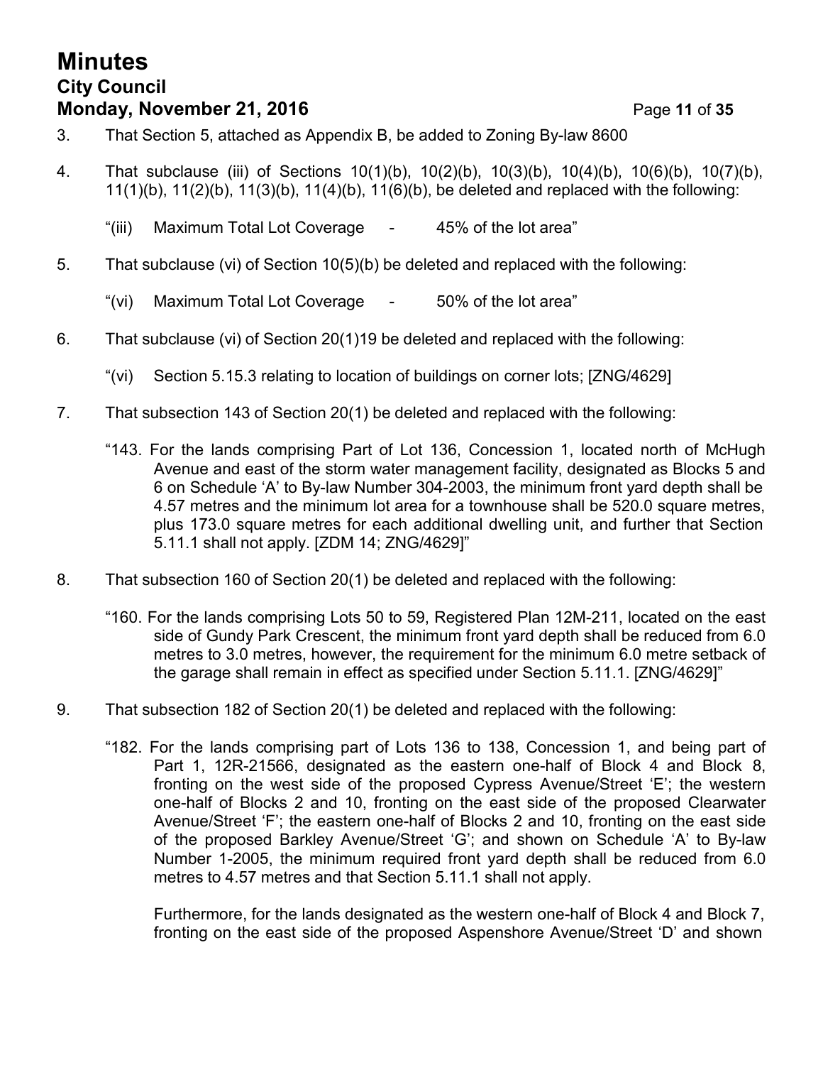3. That Section 5, attached as Appendix B, be added to Zoning By-law 8600

4. That subclause (iii) of Sections 10(1)(b), 10(2)(b), 10(3)(b), 10(4)(b), 10(6)(b), 10(7)(b), 11(1)(b), 11(2)(b), 11(3)(b), 11(4)(b), 11(6)(b), be deleted and replaced with the following:

   "(iii) Maximum Total Lot Coverage - 45% of the lot area"

5. That subclause (vi) of Section 10(5)(b) be deleted and replaced with the following:

   "(vi) Maximum Total Lot Coverage - 50% of the lot area"

6. That subclause (vi) of Section 20(1)19 be deleted and replaced with the following:

   "(vi) Section 5.15.3 relating to location of buildings on corner lots; [ZNG/4629]

7. That subsection 143 of Section 20(1) be deleted and replaced with the following:

   "143. For the lands comprising Part of Lot 136, Concession 1, located north of McHugh Avenue and east of the storm water management facility, designated as Blocks 5 and 6 on Schedule 'A' to By-law Number 304-2003, the minimum front yard depth shall be 4.57 metres and the minimum lot area for a townhouse shall be 520.0 square metres, plus 173.0 square metres for each additional dwelling unit, and further that Section 5.11.1 shall not apply. [ZDM 14; ZNG/4629]"

8. That subsection 160 of Section 20(1) be deleted and replaced with the following:

   "160. For the lands comprising Lots 50 to 59, Registered Plan 12M-211, located on the east side of Gundy Park Crescent, the minimum front yard depth shall be reduced from 6.0 metres to 3.0 metres, however, the requirement for the minimum 6.0 metre setback of the garage shall remain in effect as specified under Section 5.11.1. [ZNG/4629]"

9. That subsection 182 of Section 20(1) be deleted and replaced with the following:

   "182. For the lands comprising part of Lots 136 to 138, Concession 1, and being part of Part 1, 12R-21566, designated as the eastern one-half of Block 4 and Block 8, fronting on the west side of the proposed Cypress Avenue/Street 'E'; the western one-half of Blocks 2 and 10, fronting on the east side of the proposed Clearwater Avenue/Street 'F'; the eastern one-half of Blocks 2 and 10, fronting on the east side of the proposed Barkley Avenue/Street 'G'; and shown on Schedule 'A' to By-law Number 1-2005, the minimum required front yard depth shall be reduced from 6.0 metres to 4.57 metres and that Section 5.11.1 shall not apply.

   Furthermore, for the lands designated as the western one-half of Block 4 and Block 7, fronting on the east side of the proposed Aspenshore Avenue/Street 'D' and shown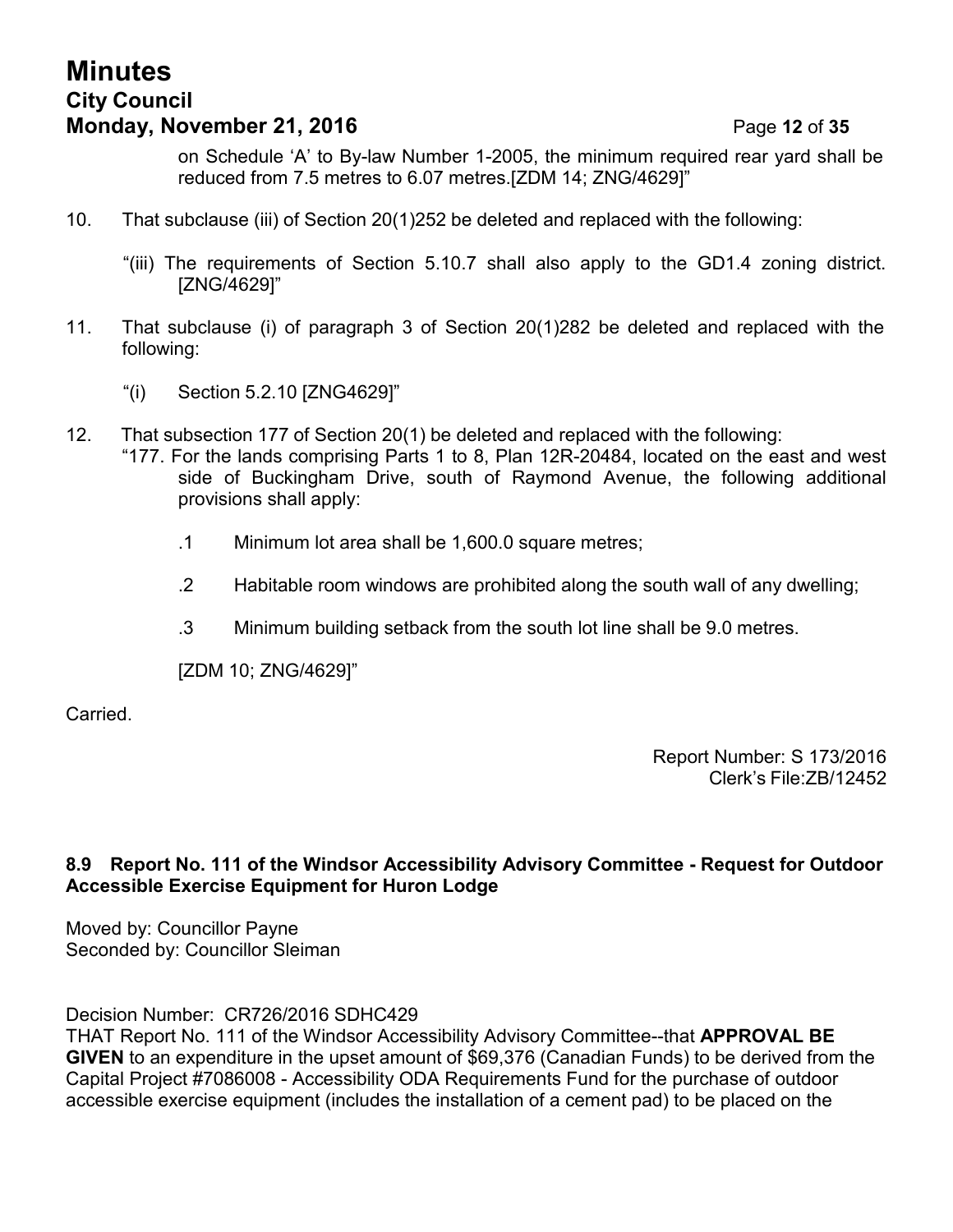on Schedule 'A' to By-law Number 1-2005, the minimum required rear yard shall be reduced from 7.5 metres to 6.07 metres.[ZDM 14; ZNG/4629]"

10. That subclause (iii) of Section 20(1)252 be deleted and replaced with the following:

    "(iii) The requirements of Section 5.10.7 shall also apply to the GD1.4 zoning district. [ZNG/4629]"

11. That subclause (i) of paragraph 3 of Section 20(1)282 be deleted and replaced with the following:

    "(i) Section 5.2.10 [ZNG4629]"

12. That subsection 177 of Section 20(1) be deleted and replaced with the following:

    "177. For the lands comprising Parts 1 to 8, Plan 12R-20484, located on the east and west side of Buckingham Drive, south of Raymond Avenue, the following additional provisions shall apply:

    .1 Minimum lot area shall be 1,600.0 square metres;

    .2 Habitable room windows are prohibited along the south wall of any dwelling;

    .3 Minimum building setback from the south lot line shall be 9.0 metres.

    [ZDM 10; ZNG/4629]"

Carried.

Report Number: S 173/2016
Clerk's File:ZB/12452

### 8.9 Report No. 111 of the Windsor Accessibility Advisory Committee - Request for Outdoor Accessible Exercise Equipment for Huron Lodge

Moved by: Councillor Payne
Seconded by: Councillor Sleiman

Decision Number: CR726/2016 SDHC429
THAT Report No. 111 of the Windsor Accessibility Advisory Committee--that **APPROVAL BE GIVEN** to an expenditure in the upset amount of $69,376 (Canadian Funds) to be derived from the Capital Project #7086008 - Accessibility ODA Requirements Fund for the purchase of outdoor accessible exercise equipment (includes the installation of a cement pad) to be placed on the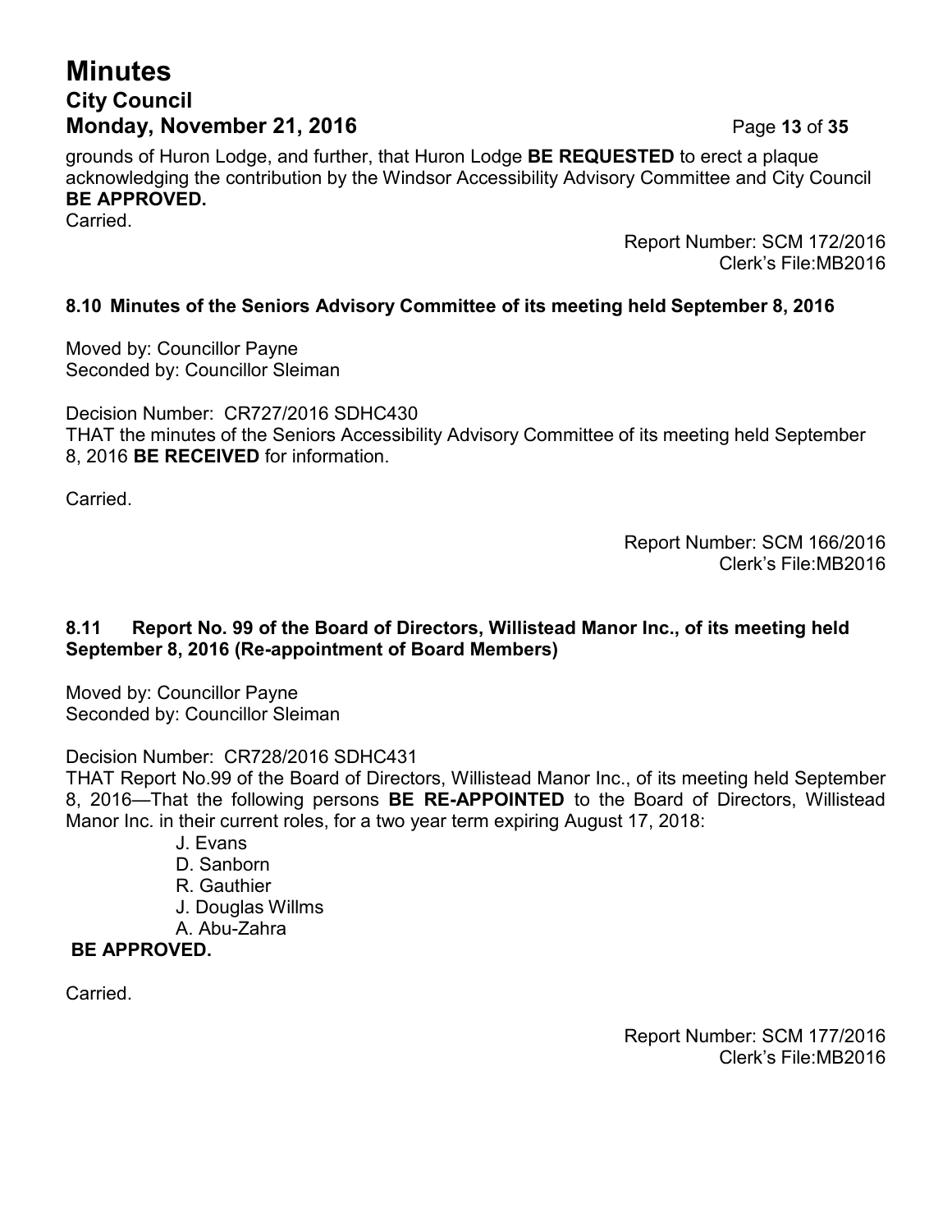grounds of Huron Lodge, and further, that Huron Lodge **BE REQUESTED** to erect a plaque acknowledging the contribution by the Windsor Accessibility Advisory Committee and City Council **BE APPROVED.**

Carried.

Report Number: SCM 172/2016
Clerk's File:MB2016

### 8.10 Minutes of the Seniors Advisory Committee of its meeting held September 8, 2016

Moved by: Councillor Payne
Seconded by: Councillor Sleiman

Decision Number: CR727/2016 SDHC430
THAT the minutes of the Seniors Accessibility Advisory Committee of its meeting held September 8, 2016 **BE RECEIVED** for information.

Carried.

Report Number: SCM 166/2016
Clerk's File:MB2016

### 8.11 Report No. 99 of the Board of Directors, Willistead Manor Inc., of its meeting held September 8, 2016 (Re-appointment of Board Members)

Moved by: Councillor Payne
Seconded by: Councillor Sleiman

Decision Number: CR728/2016 SDHC431
THAT Report No.99 of the Board of Directors, Willistead Manor Inc., of its meeting held September 8, 2016—That the following persons **BE RE-APPOINTED** to the Board of Directors, Willistead Manor Inc. in their current roles, for a two year term expiring August 17, 2018:

J. Evans
D. Sanborn
R. Gauthier
J. Douglas Willms
A. Abu-Zahra

**BE APPROVED.**

Carried.

Report Number: SCM 177/2016
Clerk's File:MB2016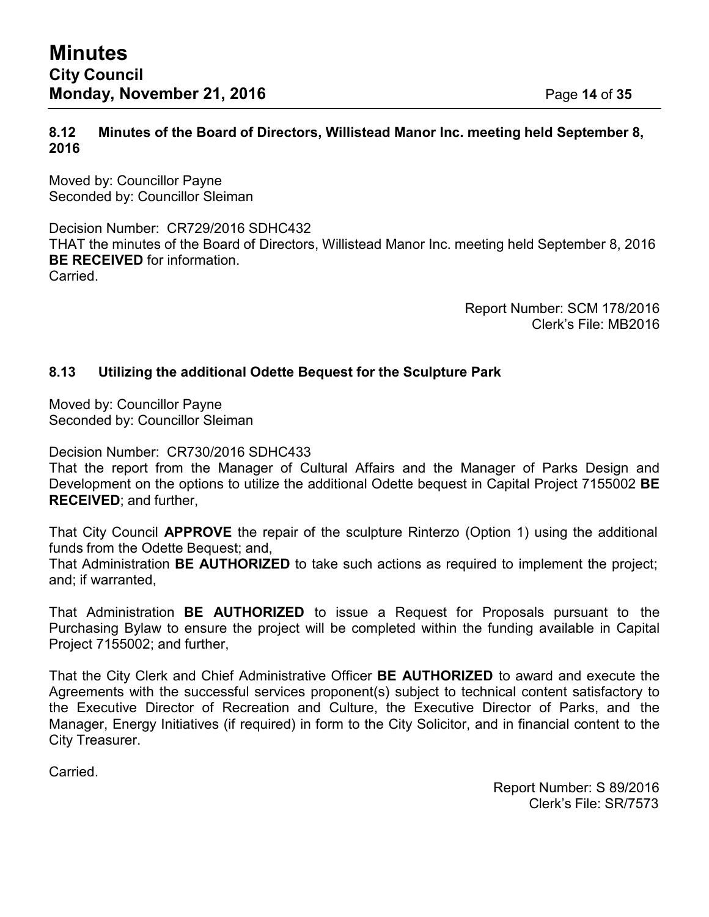### 8.12 Minutes of the Board of Directors, Willistead Manor Inc. meeting held September 8, 2016

Moved by: Councillor Payne
Seconded by: Councillor Sleiman

Decision Number: CR729/2016 SDHC432
THAT the minutes of the Board of Directors, Willistead Manor Inc. meeting held September 8, 2016 **BE RECEIVED** for information.
Carried.

Report Number: SCM 178/2016
Clerk's File: MB2016

### 8.13 Utilizing the additional Odette Bequest for the Sculpture Park

Moved by: Councillor Payne
Seconded by: Councillor Sleiman

Decision Number: CR730/2016 SDHC433
That the report from the Manager of Cultural Affairs and the Manager of Parks Design and Development on the options to utilize the additional Odette bequest in Capital Project 7155002 **BE RECEIVED**; and further,

That City Council **APPROVE** the repair of the sculpture Rinterzo (Option 1) using the additional funds from the Odette Bequest; and,
That Administration **BE AUTHORIZED** to take such actions as required to implement the project; and; if warranted,

That Administration **BE AUTHORIZED** to issue a Request for Proposals pursuant to the Purchasing Bylaw to ensure the project will be completed within the funding available in Capital Project 7155002; and further,

That the City Clerk and Chief Administrative Officer **BE AUTHORIZED** to award and execute the Agreements with the successful services proponent(s) subject to technical content satisfactory to the Executive Director of Recreation and Culture, the Executive Director of Parks, and the Manager, Energy Initiatives (if required) in form to the City Solicitor, and in financial content to the City Treasurer.

Carried.

Report Number: S 89/2016
Clerk's File: SR/7573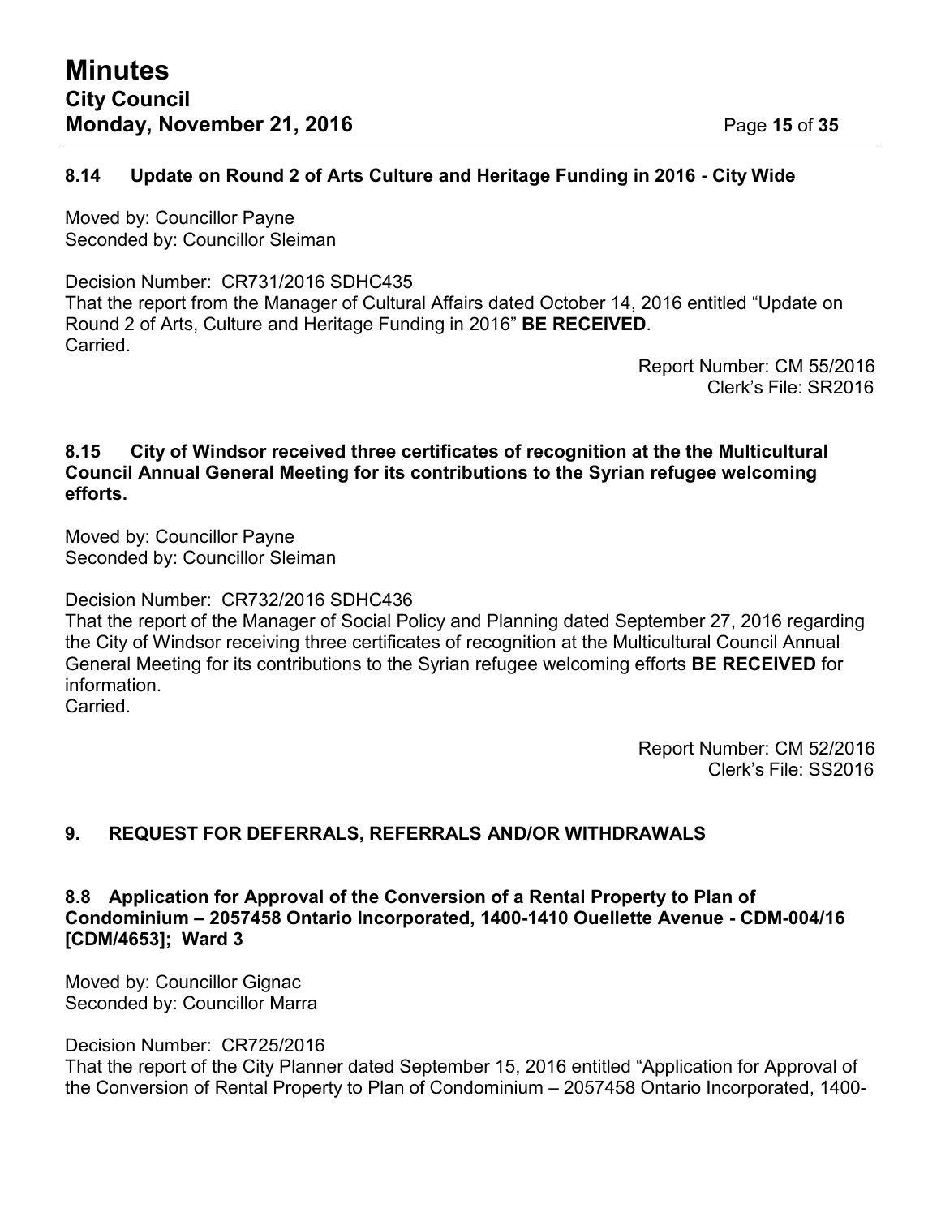### 8.14 Update on Round 2 of Arts Culture and Heritage Funding in 2016 - City Wide

Moved by: Councillor Payne
Seconded by: Councillor Sleiman

Decision Number: CR731/2016 SDHC435
That the report from the Manager of Cultural Affairs dated October 14, 2016 entitled "Update on Round 2 of Arts, Culture and Heritage Funding in 2016" **BE RECEIVED**.
Carried.

Report Number: CM 55/2016
Clerk's File: SR2016

### 8.15 City of Windsor received three certificates of recognition at the the Multicultural Council Annual General Meeting for its contributions to the Syrian refugee welcoming efforts.

Moved by: Councillor Payne
Seconded by: Councillor Sleiman

Decision Number: CR732/2016 SDHC436
That the report of the Manager of Social Policy and Planning dated September 27, 2016 regarding the City of Windsor receiving three certificates of recognition at the Multicultural Council Annual General Meeting for its contributions to the Syrian refugee welcoming efforts **BE RECEIVED** for information.
Carried.

Report Number: CM 52/2016
Clerk's File: SS2016

## 9. REQUEST FOR DEFERRALS, REFERRALS AND/OR WITHDRAWALS

### 8.8 Application for Approval of the Conversion of a Rental Property to Plan of Condominium – 2057458 Ontario Incorporated, 1400-1410 Ouellette Avenue - CDM-004/16 [CDM/4653]; Ward 3

Moved by: Councillor Gignac
Seconded by: Councillor Marra

Decision Number: CR725/2016
That the report of the City Planner dated September 15, 2016 entitled "Application for Approval of the Conversion of Rental Property to Plan of Condominium – 2057458 Ontario Incorporated, 1400-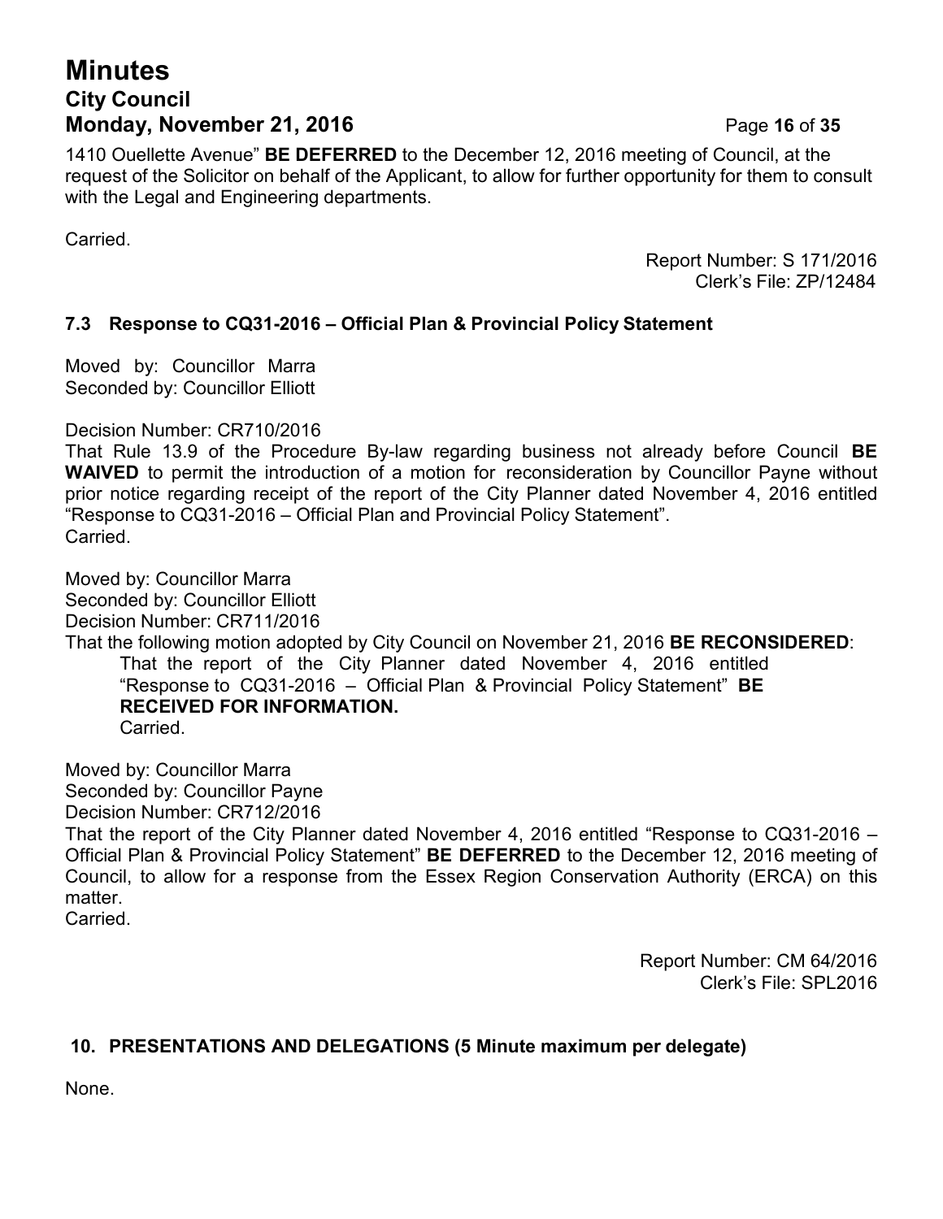1410 Ouellette Avenue" **BE DEFERRED** to the December 12, 2016 meeting of Council, at the request of the Solicitor on behalf of the Applicant, to allow for further opportunity for them to consult with the Legal and Engineering departments.

Carried.

Report Number: S 171/2016
Clerk's File: ZP/12484

### 7.3 Response to CQ31-2016 – Official Plan & Provincial Policy Statement

Moved by: Councillor Marra
Seconded by: Councillor Elliott

Decision Number: CR710/2016
That Rule 13.9 of the Procedure By-law regarding business not already before Council **BE WAIVED** to permit the introduction of a motion for reconsideration by Councillor Payne without prior notice regarding receipt of the report of the City Planner dated November 4, 2016 entitled "Response to CQ31-2016 – Official Plan and Provincial Policy Statement".
Carried.

Moved by: Councillor Marra
Seconded by: Councillor Elliott
Decision Number: CR711/2016
That the following motion adopted by City Council on November 21, 2016 **BE RECONSIDERED**:

> That the report of the City Planner dated November 4, 2016 entitled "Response to CQ31-2016 – Official Plan & Provincial Policy Statement" **BE RECEIVED FOR INFORMATION.**
> Carried.

Moved by: Councillor Marra
Seconded by: Councillor Payne
Decision Number: CR712/2016
That the report of the City Planner dated November 4, 2016 entitled "Response to CQ31-2016 – Official Plan & Provincial Policy Statement" **BE DEFERRED** to the December 12, 2016 meeting of Council, to allow for a response from the Essex Region Conservation Authority (ERCA) on this matter.
Carried.

Report Number: CM 64/2016
Clerk's File: SPL2016

### 10. PRESENTATIONS AND DELEGATIONS (5 Minute maximum per delegate)

None.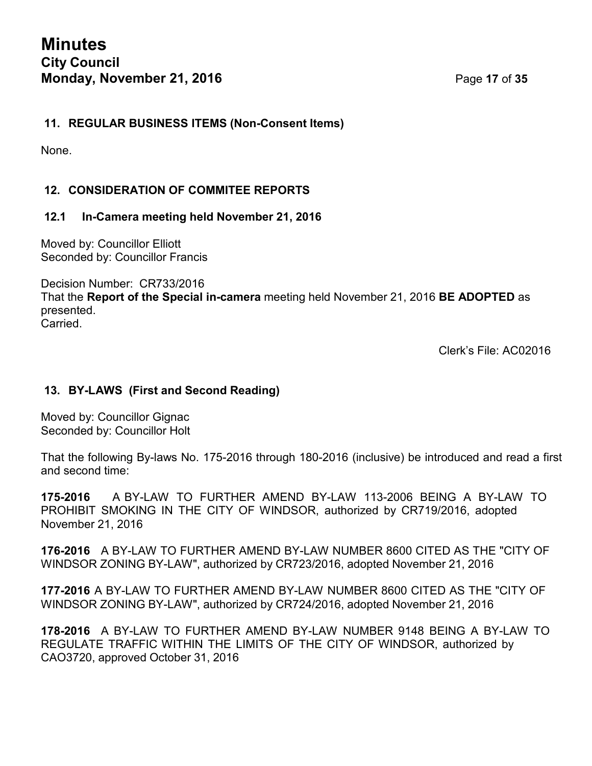### 11. REGULAR BUSINESS ITEMS (Non-Consent Items)

None.

### 12. CONSIDERATION OF COMMITEE REPORTS

#### 12.1 In-Camera meeting held November 21, 2016

Moved by: Councillor Elliott
Seconded by: Councillor Francis

Decision Number: CR733/2016
That the **Report of the Special in-camera** meeting held November 21, 2016 **BE ADOPTED** as presented.
Carried.

Clerk's File: AC02016

### 13. BY-LAWS (First and Second Reading)

Moved by: Councillor Gignac
Seconded by: Councillor Holt

That the following By-laws No. 175-2016 through 180-2016 (inclusive) be introduced and read a first and second time:

**175-2016** A BY-LAW TO FURTHER AMEND BY-LAW 113-2006 BEING A BY-LAW TO PROHIBIT SMOKING IN THE CITY OF WINDSOR, authorized by CR719/2016, adopted November 21, 2016

**176-2016** A BY-LAW TO FURTHER AMEND BY-LAW NUMBER 8600 CITED AS THE "CITY OF WINDSOR ZONING BY-LAW", authorized by CR723/2016, adopted November 21, 2016

**177-2016** A BY-LAW TO FURTHER AMEND BY-LAW NUMBER 8600 CITED AS THE "CITY OF WINDSOR ZONING BY-LAW", authorized by CR724/2016, adopted November 21, 2016

**178-2016** A BY-LAW TO FURTHER AMEND BY-LAW NUMBER 9148 BEING A BY-LAW TO REGULATE TRAFFIC WITHIN THE LIMITS OF THE CITY OF WINDSOR, authorized by CAO3720, approved October 31, 2016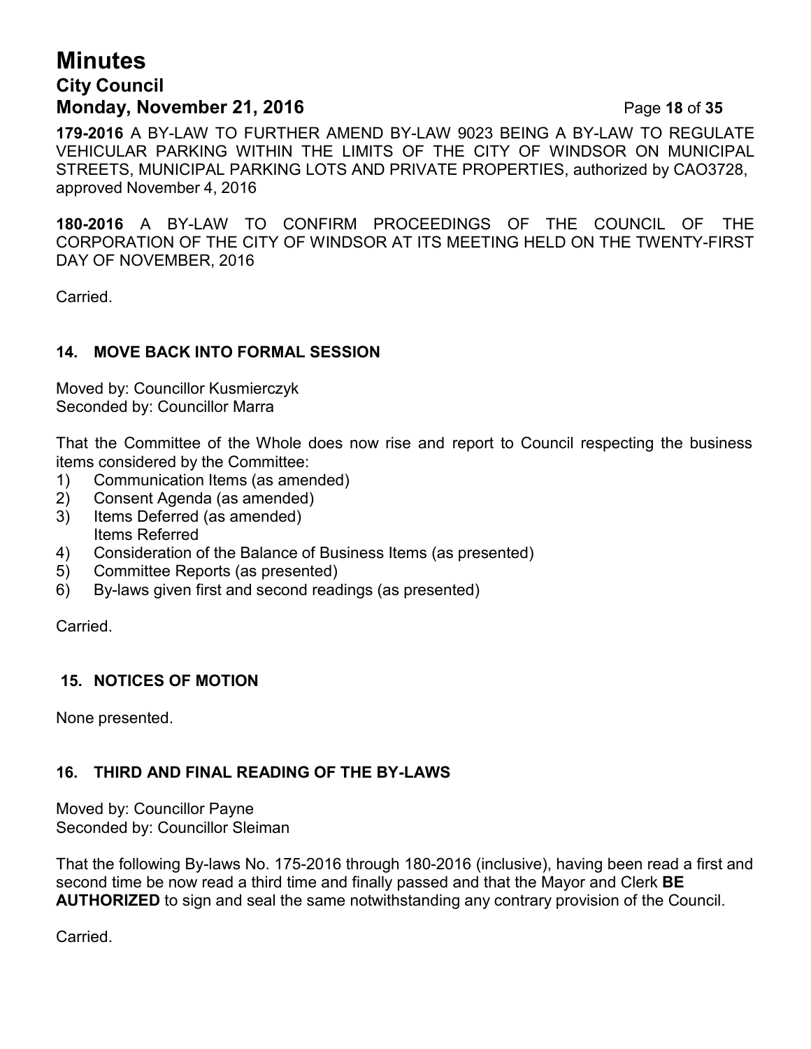**179-2016** A BY-LAW TO FURTHER AMEND BY-LAW 9023 BEING A BY-LAW TO REGULATE VEHICULAR PARKING WITHIN THE LIMITS OF THE CITY OF WINDSOR ON MUNICIPAL STREETS, MUNICIPAL PARKING LOTS AND PRIVATE PROPERTIES, authorized by CAO3728, approved November 4, 2016

**180-2016** A BY-LAW TO CONFIRM PROCEEDINGS OF THE COUNCIL OF THE CORPORATION OF THE CITY OF WINDSOR AT ITS MEETING HELD ON THE TWENTY-FIRST DAY OF NOVEMBER, 2016

Carried.

### 14. MOVE BACK INTO FORMAL SESSION

Moved by: Councillor Kusmierczyk
Seconded by: Councillor Marra

That the Committee of the Whole does now rise and report to Council respecting the business items considered by the Committee:

1) Communication Items (as amended)
2) Consent Agenda (as amended)
3) Items Deferred (as amended)
   Items Referred
4) Consideration of the Balance of Business Items (as presented)
5) Committee Reports (as presented)
6) By-laws given first and second readings (as presented)

Carried.

### 15. NOTICES OF MOTION

None presented.

### 16. THIRD AND FINAL READING OF THE BY-LAWS

Moved by: Councillor Payne
Seconded by: Councillor Sleiman

That the following By-laws No. 175-2016 through 180-2016 (inclusive), having been read a first and second time be now read a third time and finally passed and that the Mayor and Clerk **BE AUTHORIZED** to sign and seal the same notwithstanding any contrary provision of the Council.

Carried.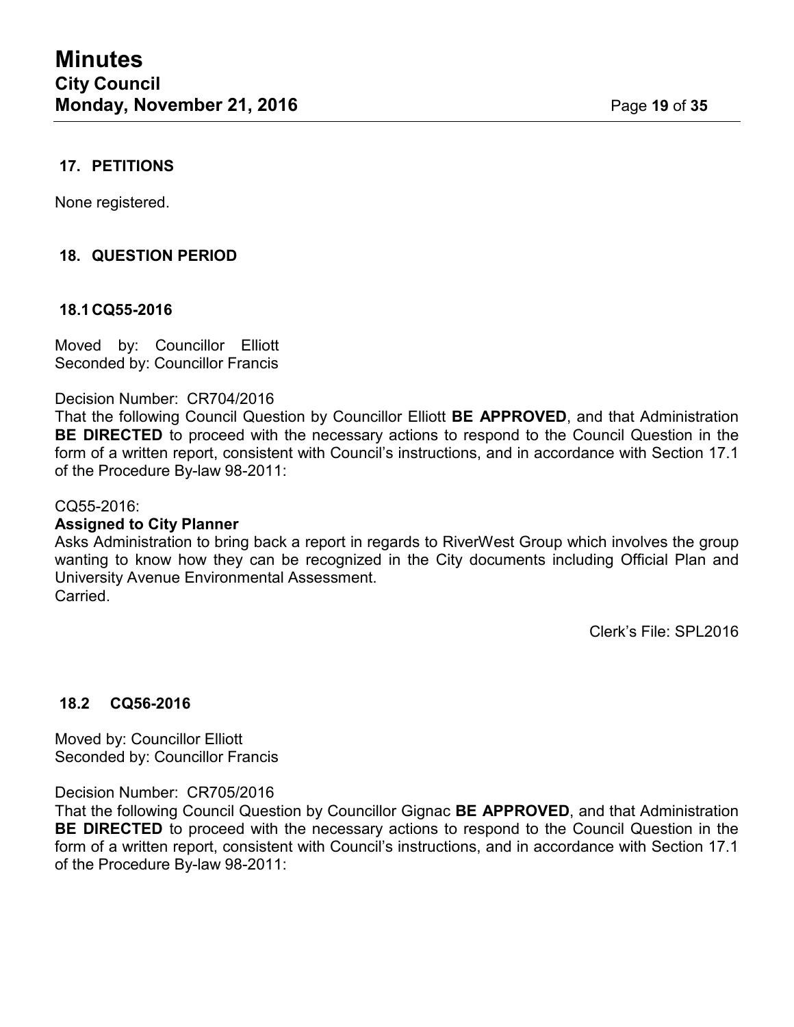## 17. PETITIONS

None registered.

## 18. QUESTION PERIOD

### 18.1 CQ55-2016

Moved by: Councillor Elliott
Seconded by: Councillor Francis

Decision Number: CR704/2016
That the following Council Question by Councillor Elliott **BE APPROVED**, and that Administration **BE DIRECTED** to proceed with the necessary actions to respond to the Council Question in the form of a written report, consistent with Council's instructions, and in accordance with Section 17.1 of the Procedure By-law 98-2011:

CQ55-2016:
**Assigned to City Planner**
Asks Administration to bring back a report in regards to RiverWest Group which involves the group wanting to know how they can be recognized in the City documents including Official Plan and University Avenue Environmental Assessment.
Carried.

Clerk's File: SPL2016

### 18.2 CQ56-2016

Moved by: Councillor Elliott
Seconded by: Councillor Francis

Decision Number: CR705/2016
That the following Council Question by Councillor Gignac **BE APPROVED**, and that Administration **BE DIRECTED** to proceed with the necessary actions to respond to the Council Question in the form of a written report, consistent with Council's instructions, and in accordance with Section 17.1 of the Procedure By-law 98-2011: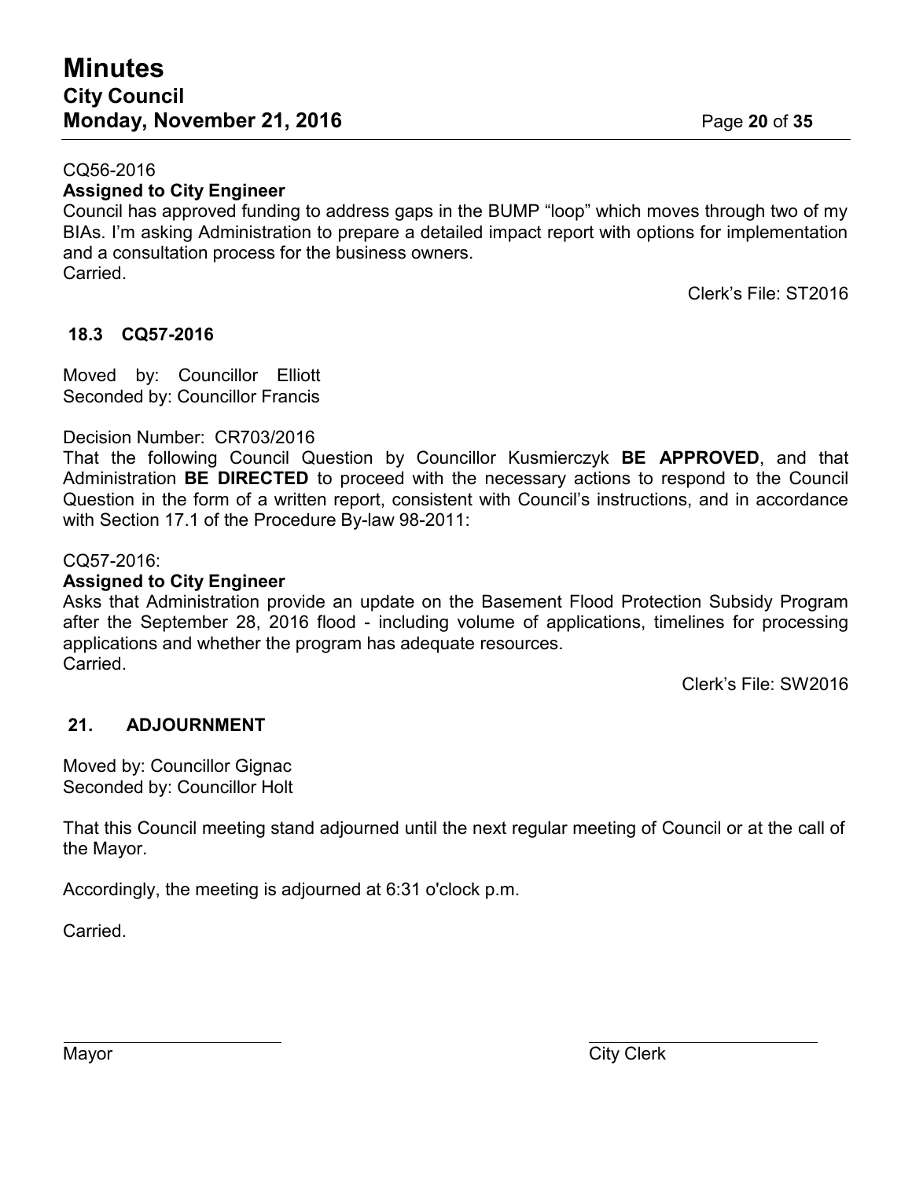CQ56-2016

**Assigned to City Engineer**

Council has approved funding to address gaps in the BUMP "loop" which moves through two of my BIAs. I'm asking Administration to prepare a detailed impact report with options for implementation and a consultation process for the business owners.

Carried.

Clerk's File: ST2016

### 18.3 CQ57-2016

Moved by: Councillor Elliott
Seconded by: Councillor Francis

Decision Number: CR703/2016

That the following Council Question by Councillor Kusmierczyk **BE APPROVED**, and that Administration **BE DIRECTED** to proceed with the necessary actions to respond to the Council Question in the form of a written report, consistent with Council's instructions, and in accordance with Section 17.1 of the Procedure By-law 98-2011:

CQ57-2016:

**Assigned to City Engineer**

Asks that Administration provide an update on the Basement Flood Protection Subsidy Program after the September 28, 2016 flood - including volume of applications, timelines for processing applications and whether the program has adequate resources.

Carried.

Clerk's File: SW2016

## 21. ADJOURNMENT

Moved by: Councillor Gignac
Seconded by: Councillor Holt

That this Council meeting stand adjourned until the next regular meeting of Council or at the call of the Mayor.

Accordingly, the meeting is adjourned at 6:31 o'clock p.m.

Carried.

Mayor

City Clerk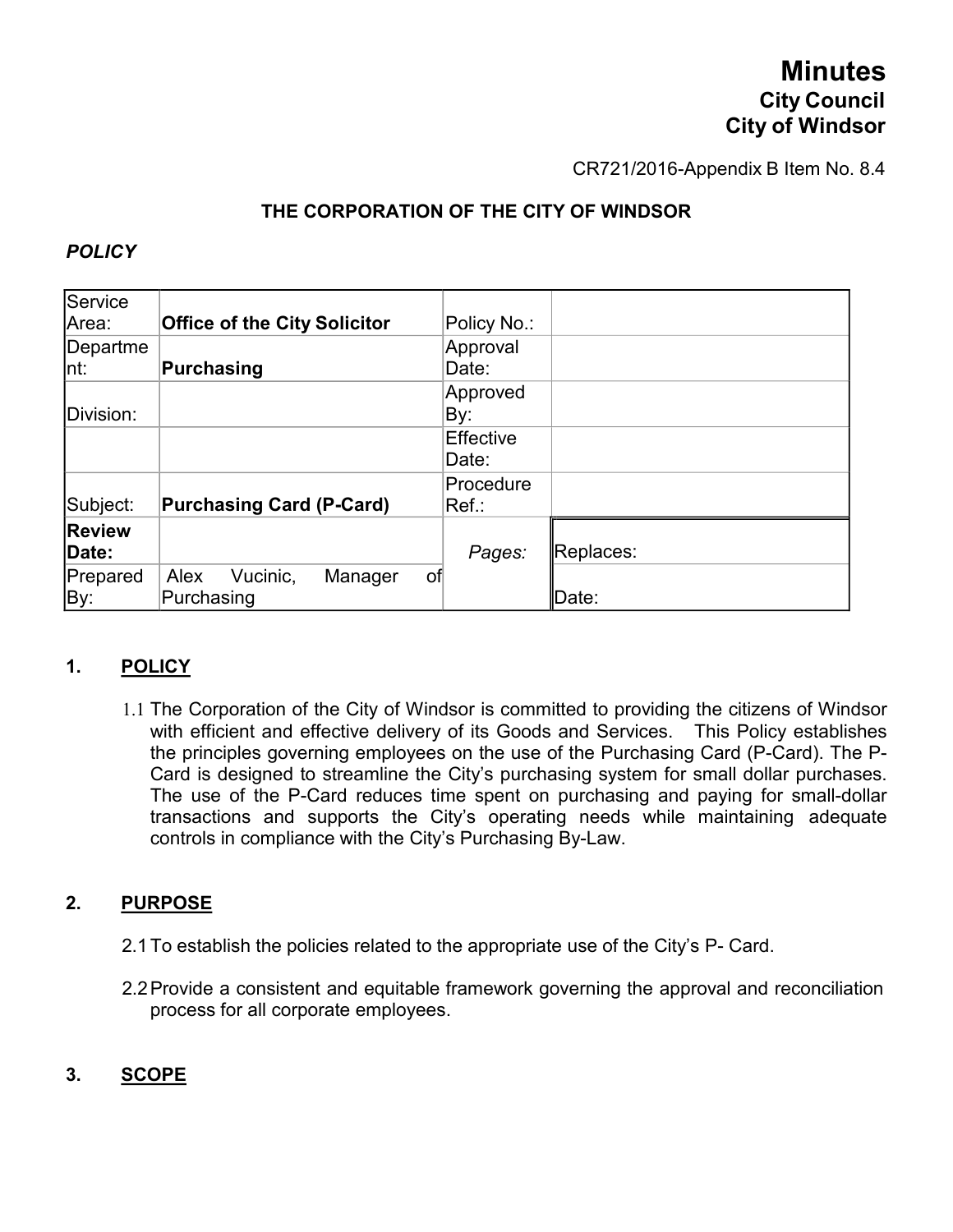# Minutes
## City Council
## City of Windsor

CR721/2016-Appendix B Item No. 8.4

**THE CORPORATION OF THE CITY OF WINDSOR**

***POLICY***

| | | | |
|---|---|---|---|
| Service Area: | **Office of the City Solicitor** | Policy No.: | |
| Department: | **Purchasing** | Approval Date: | |
| Division: | | Approved By: | |
| | | Effective Date: | |
| Subject: | **Purchasing Card (P-Card)** | Procedure Ref.: | |
| **Review Date:** | | *Pages:* | Replaces: |
| Prepared By: | Alex Vucinic, Manager of Purchasing | | Date: |

## 1. POLICY

1.1 The Corporation of the City of Windsor is committed to providing the citizens of Windsor with efficient and effective delivery of its Goods and Services. This Policy establishes the principles governing employees on the use of the Purchasing Card (P-Card). The P-Card is designed to streamline the City's purchasing system for small dollar purchases. The use of the P-Card reduces time spent on purchasing and paying for small-dollar transactions and supports the City's operating needs while maintaining adequate controls in compliance with the City's Purchasing By-Law.

## 2. PURPOSE

2.1 To establish the policies related to the appropriate use of the City's P- Card.

2.2 Provide a consistent and equitable framework governing the approval and reconciliation process for all corporate employees.

## 3. SCOPE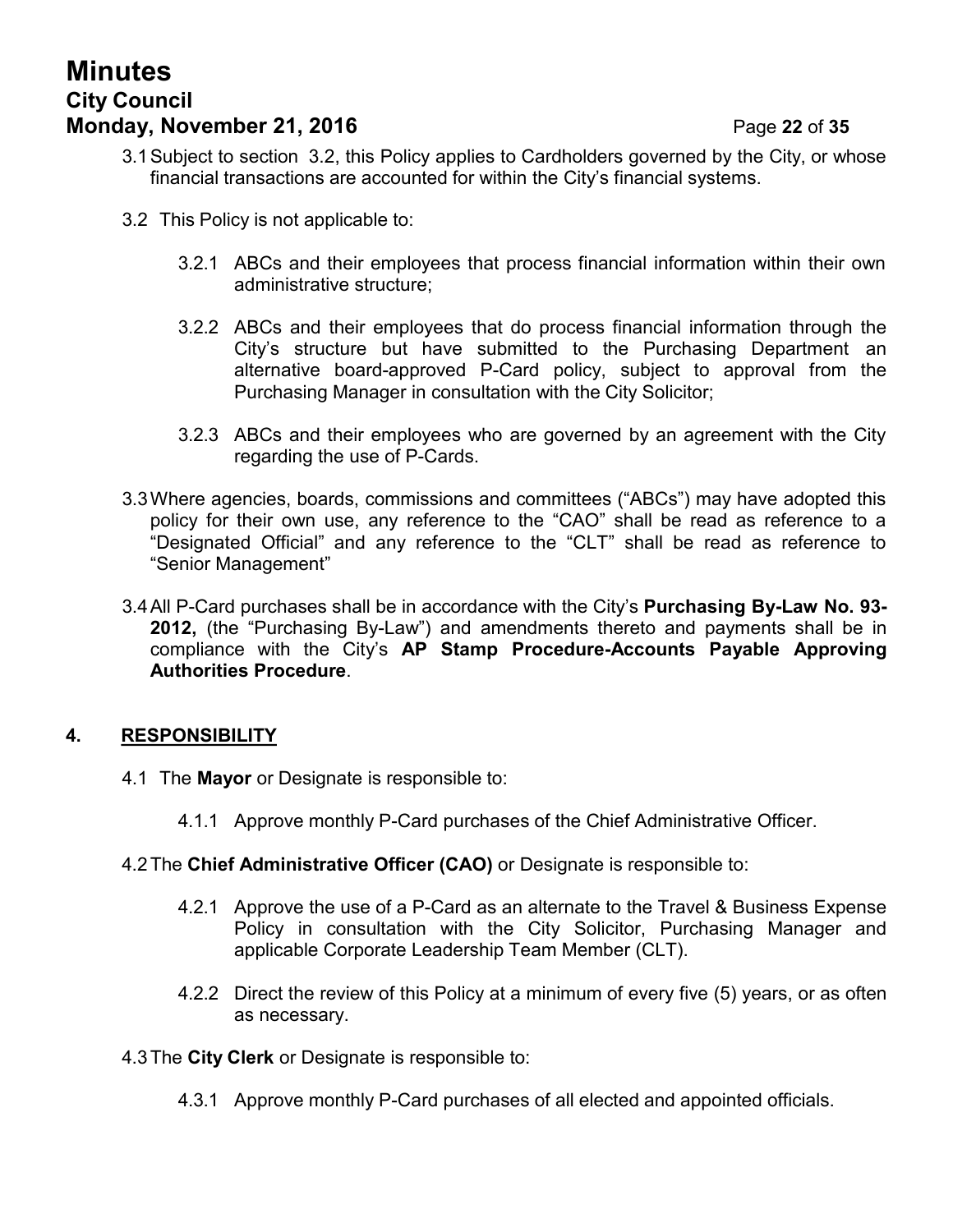3.1 Subject to section 3.2, this Policy applies to Cardholders governed by the City, or whose financial transactions are accounted for within the City's financial systems.

3.2 This Policy is not applicable to:

3.2.1 ABCs and their employees that process financial information within their own administrative structure;

3.2.2 ABCs and their employees that do process financial information through the City's structure but have submitted to the Purchasing Department an alternative board-approved P-Card policy, subject to approval from the Purchasing Manager in consultation with the City Solicitor;

3.2.3 ABCs and their employees who are governed by an agreement with the City regarding the use of P-Cards.

3.3 Where agencies, boards, commissions and committees ("ABCs") may have adopted this policy for their own use, any reference to the "CAO" shall be read as reference to a "Designated Official" and any reference to the "CLT" shall be read as reference to "Senior Management"

3.4 All P-Card purchases shall be in accordance with the City's **Purchasing By-Law No. 93-2012,** (the "Purchasing By-Law") and amendments thereto and payments shall be in compliance with the City's **AP Stamp Procedure-Accounts Payable Approving Authorities Procedure**.

## 4. RESPONSIBILITY

4.1 The **Mayor** or Designate is responsible to:

4.1.1 Approve monthly P-Card purchases of the Chief Administrative Officer.

4.2 The **Chief Administrative Officer (CAO)** or Designate is responsible to:

4.2.1 Approve the use of a P-Card as an alternate to the Travel & Business Expense Policy in consultation with the City Solicitor, Purchasing Manager and applicable Corporate Leadership Team Member (CLT).

4.2.2 Direct the review of this Policy at a minimum of every five (5) years, or as often as necessary.

4.3 The **City Clerk** or Designate is responsible to:

4.3.1 Approve monthly P-Card purchases of all elected and appointed officials.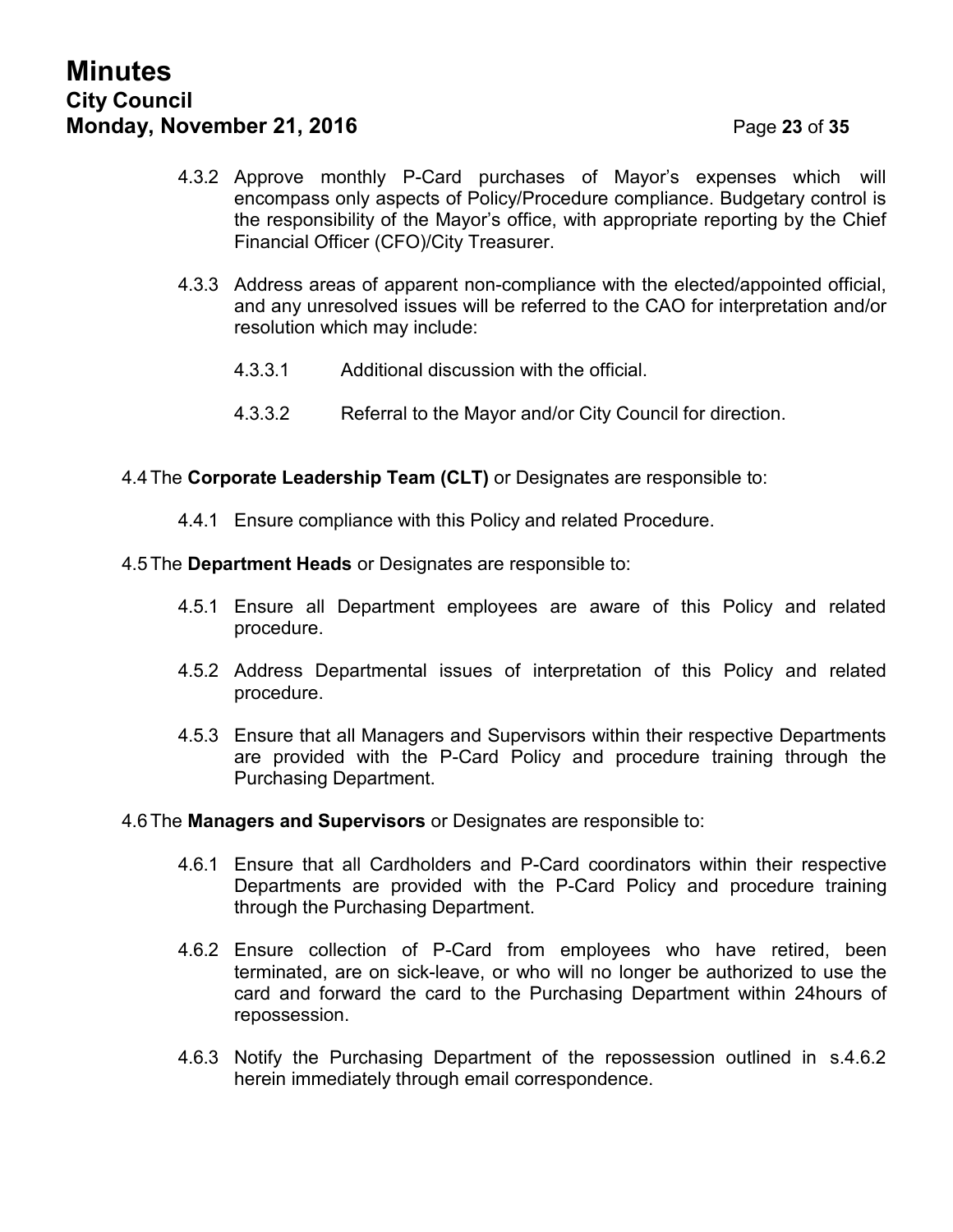4.3.2 Approve monthly P-Card purchases of Mayor's expenses which will encompass only aspects of Policy/Procedure compliance. Budgetary control is the responsibility of the Mayor's office, with appropriate reporting by the Chief Financial Officer (CFO)/City Treasurer.

4.3.3 Address areas of apparent non-compliance with the elected/appointed official, and any unresolved issues will be referred to the CAO for interpretation and/or resolution which may include:

4.3.3.1 Additional discussion with the official.

4.3.3.2 Referral to the Mayor and/or City Council for direction.

4.4 The **Corporate Leadership Team (CLT)** or Designates are responsible to:

4.4.1 Ensure compliance with this Policy and related Procedure.

4.5 The **Department Heads** or Designates are responsible to:

4.5.1 Ensure all Department employees are aware of this Policy and related procedure.

4.5.2 Address Departmental issues of interpretation of this Policy and related procedure.

4.5.3 Ensure that all Managers and Supervisors within their respective Departments are provided with the P-Card Policy and procedure training through the Purchasing Department.

4.6 The **Managers and Supervisors** or Designates are responsible to:

4.6.1 Ensure that all Cardholders and P-Card coordinators within their respective Departments are provided with the P-Card Policy and procedure training through the Purchasing Department.

4.6.2 Ensure collection of P-Card from employees who have retired, been terminated, are on sick-leave, or who will no longer be authorized to use the card and forward the card to the Purchasing Department within 24hours of repossession.

4.6.3 Notify the Purchasing Department of the repossession outlined in s.4.6.2 herein immediately through email correspondence.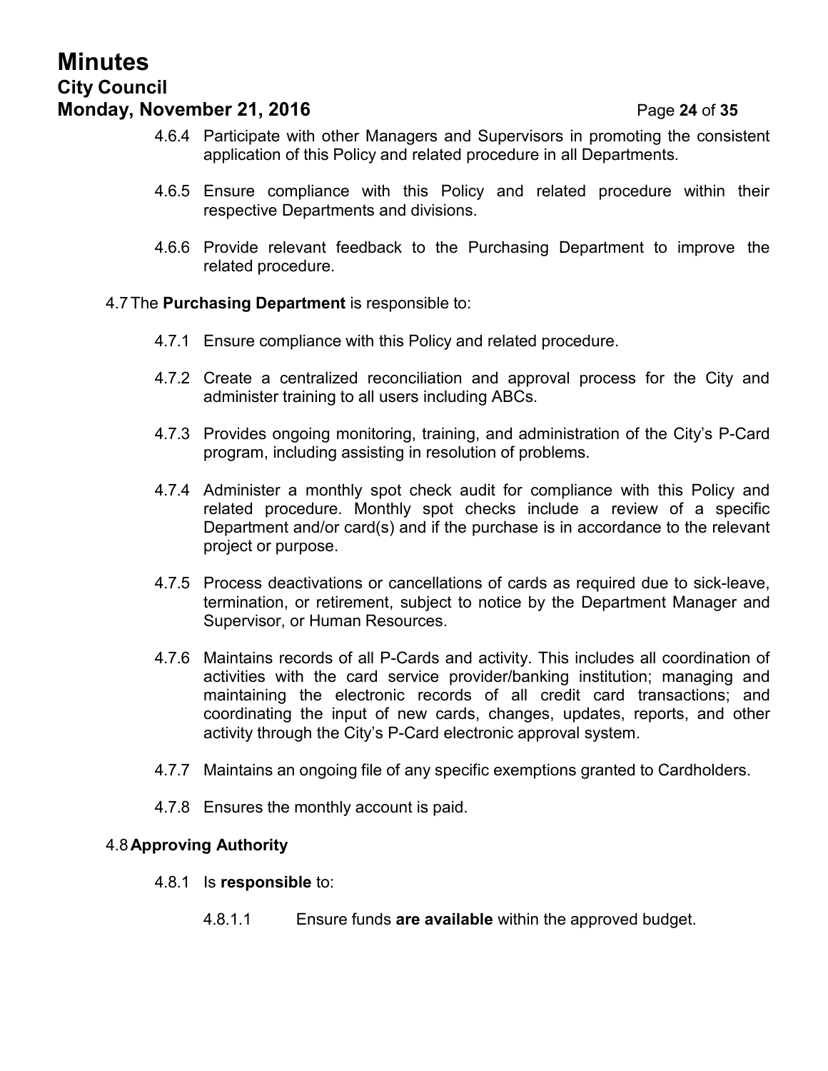4.6.4 Participate with other Managers and Supervisors in promoting the consistent application of this Policy and related procedure in all Departments.

4.6.5 Ensure compliance with this Policy and related procedure within their respective Departments and divisions.

4.6.6 Provide relevant feedback to the Purchasing Department to improve the related procedure.

4.7 The **Purchasing Department** is responsible to:

4.7.1 Ensure compliance with this Policy and related procedure.

4.7.2 Create a centralized reconciliation and approval process for the City and administer training to all users including ABCs.

4.7.3 Provides ongoing monitoring, training, and administration of the City's P-Card program, including assisting in resolution of problems.

4.7.4 Administer a monthly spot check audit for compliance with this Policy and related procedure. Monthly spot checks include a review of a specific Department and/or card(s) and if the purchase is in accordance to the relevant project or purpose.

4.7.5 Process deactivations or cancellations of cards as required due to sick-leave, termination, or retirement, subject to notice by the Department Manager and Supervisor, or Human Resources.

4.7.6 Maintains records of all P-Cards and activity. This includes all coordination of activities with the card service provider/banking institution; managing and maintaining the electronic records of all credit card transactions; and coordinating the input of new cards, changes, updates, reports, and other activity through the City's P-Card electronic approval system.

4.7.7 Maintains an ongoing file of any specific exemptions granted to Cardholders.

4.7.8 Ensures the monthly account is paid.

4.8 **Approving Authority**

4.8.1 Is **responsible** to:

4.8.1.1 Ensure funds **are available** within the approved budget.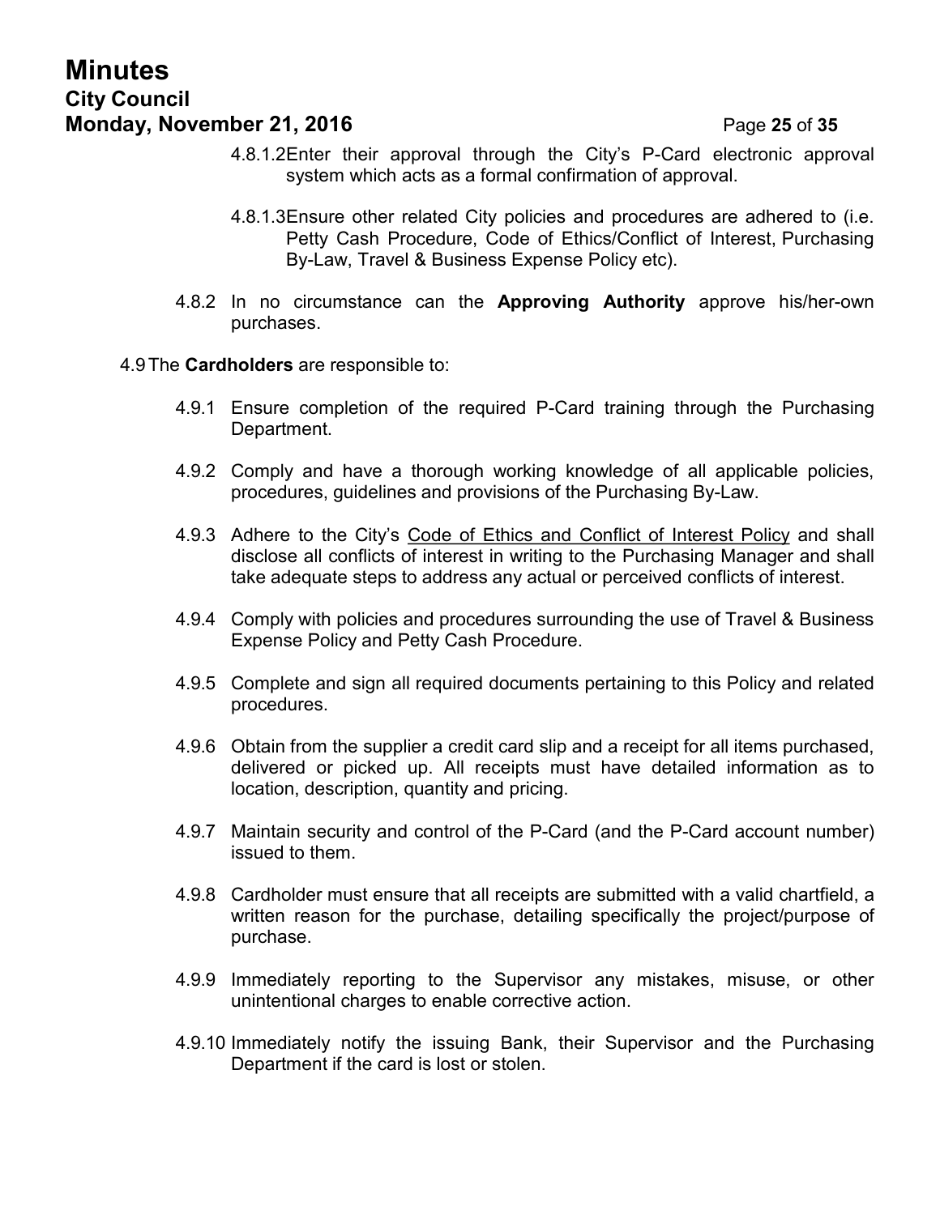4.8.1.2 Enter their approval through the City's P-Card electronic approval system which acts as a formal confirmation of approval.

4.8.1.3 Ensure other related City policies and procedures are adhered to (i.e. Petty Cash Procedure, Code of Ethics/Conflict of Interest, Purchasing By-Law, Travel & Business Expense Policy etc).

4.8.2 In no circumstance can the **Approving Authority** approve his/her-own purchases.

4.9 The **Cardholders** are responsible to:

4.9.1 Ensure completion of the required P-Card training through the Purchasing Department.

4.9.2 Comply and have a thorough working knowledge of all applicable policies, procedures, guidelines and provisions of the Purchasing By-Law.

4.9.3 Adhere to the City's Code of Ethics and Conflict of Interest Policy and shall disclose all conflicts of interest in writing to the Purchasing Manager and shall take adequate steps to address any actual or perceived conflicts of interest.

4.9.4 Comply with policies and procedures surrounding the use of Travel & Business Expense Policy and Petty Cash Procedure.

4.9.5 Complete and sign all required documents pertaining to this Policy and related procedures.

4.9.6 Obtain from the supplier a credit card slip and a receipt for all items purchased, delivered or picked up. All receipts must have detailed information as to location, description, quantity and pricing.

4.9.7 Maintain security and control of the P-Card (and the P-Card account number) issued to them.

4.9.8 Cardholder must ensure that all receipts are submitted with a valid chartfield, a written reason for the purchase, detailing specifically the project/purpose of purchase.

4.9.9 Immediately reporting to the Supervisor any mistakes, misuse, or other unintentional charges to enable corrective action.

4.9.10 Immediately notify the issuing Bank, their Supervisor and the Purchasing Department if the card is lost or stolen.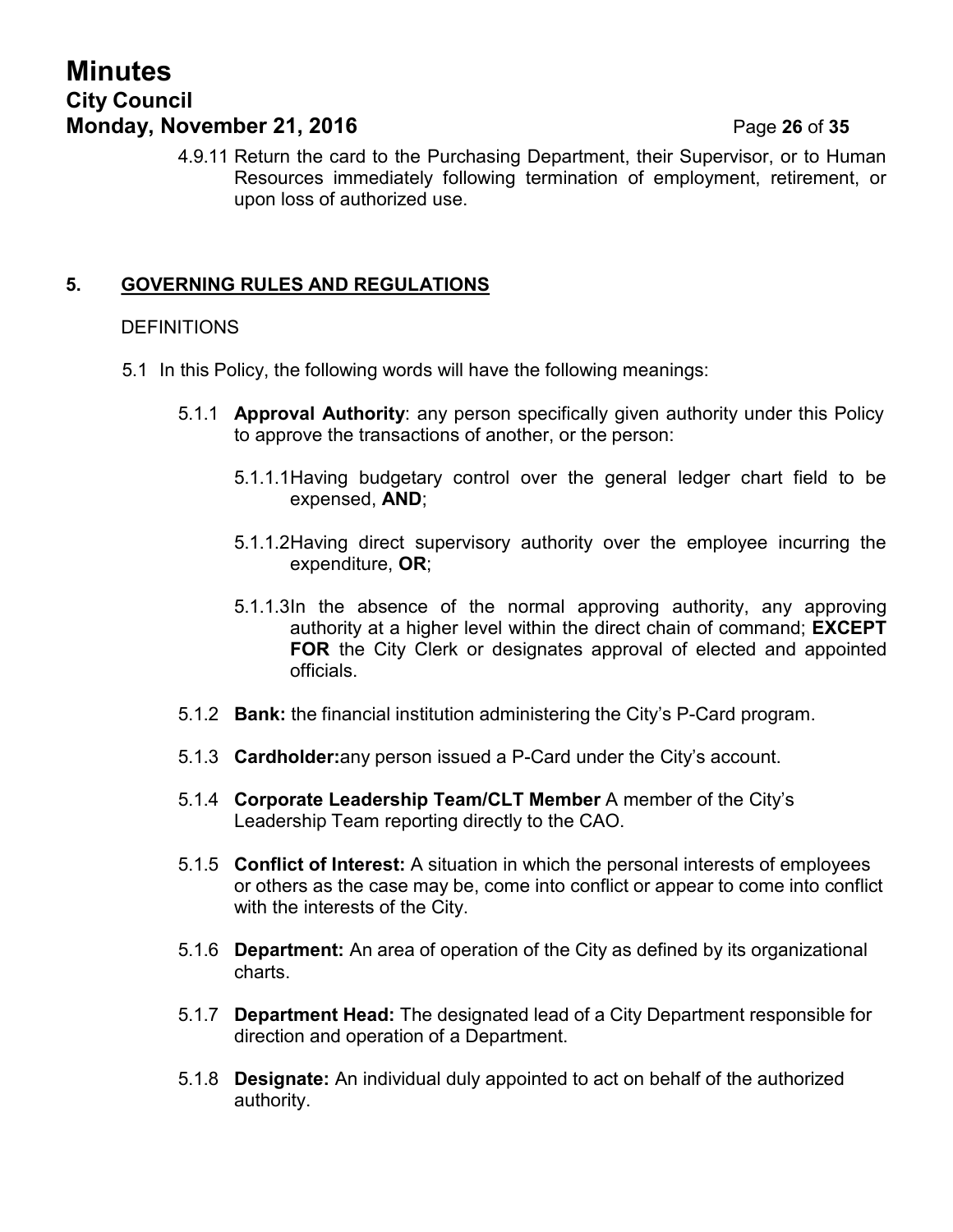4.9.11 Return the card to the Purchasing Department, their Supervisor, or to Human Resources immediately following termination of employment, retirement, or upon loss of authorized use.

## 5. GOVERNING RULES AND REGULATIONS

DEFINITIONS

5.1 In this Policy, the following words will have the following meanings:

5.1.1 **Approval Authority**: any person specifically given authority under this Policy to approve the transactions of another, or the person:

5.1.1.1 Having budgetary control over the general ledger chart field to be expensed, **AND**;

5.1.1.2 Having direct supervisory authority over the employee incurring the expenditure, **OR**;

5.1.1.3 In the absence of the normal approving authority, any approving authority at a higher level within the direct chain of command; **EXCEPT FOR** the City Clerk or designates approval of elected and appointed officials.

5.1.2 **Bank:** the financial institution administering the City's P-Card program.

5.1.3 **Cardholder:** any person issued a P-Card under the City's account.

5.1.4 **Corporate Leadership Team/CLT Member** A member of the City's Leadership Team reporting directly to the CAO.

5.1.5 **Conflict of Interest:** A situation in which the personal interests of employees or others as the case may be, come into conflict or appear to come into conflict with the interests of the City.

5.1.6 **Department:** An area of operation of the City as defined by its organizational charts.

5.1.7 **Department Head:** The designated lead of a City Department responsible for direction and operation of a Department.

5.1.8 **Designate:** An individual duly appointed to act on behalf of the authorized authority.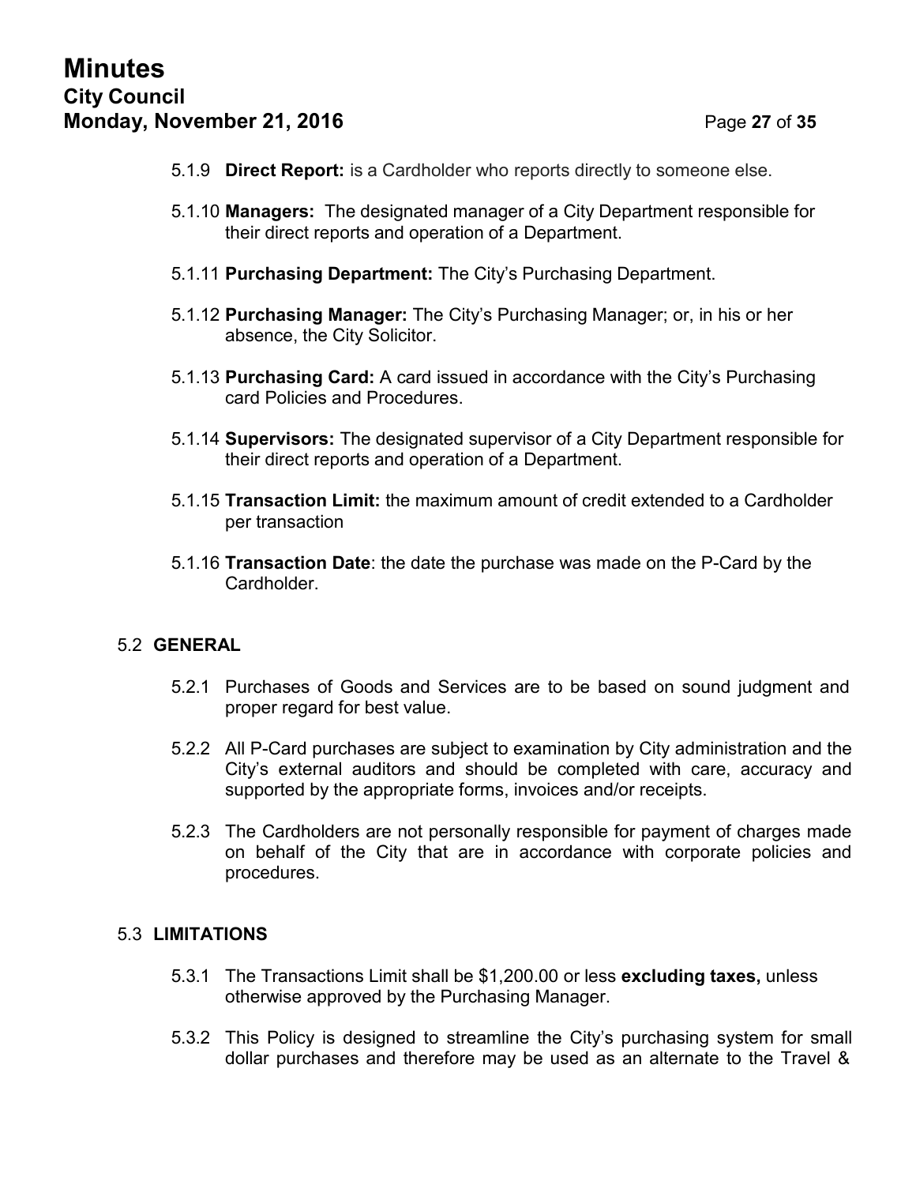5.1.9 **Direct Report:** is a Cardholder who reports directly to someone else.

5.1.10 **Managers:** The designated manager of a City Department responsible for their direct reports and operation of a Department.

5.1.11 **Purchasing Department:** The City's Purchasing Department.

5.1.12 **Purchasing Manager:** The City's Purchasing Manager; or, in his or her absence, the City Solicitor.

5.1.13 **Purchasing Card:** A card issued in accordance with the City's Purchasing card Policies and Procedures.

5.1.14 **Supervisors:** The designated supervisor of a City Department responsible for their direct reports and operation of a Department.

5.1.15 **Transaction Limit:** the maximum amount of credit extended to a Cardholder per transaction

5.1.16 **Transaction Date**: the date the purchase was made on the P-Card by the Cardholder.

### 5.2 GENERAL

5.2.1 Purchases of Goods and Services are to be based on sound judgment and proper regard for best value.

5.2.2 All P-Card purchases are subject to examination by City administration and the City's external auditors and should be completed with care, accuracy and supported by the appropriate forms, invoices and/or receipts.

5.2.3 The Cardholders are not personally responsible for payment of charges made on behalf of the City that are in accordance with corporate policies and procedures.

### 5.3 LIMITATIONS

5.3.1 The Transactions Limit shall be $1,200.00 or less **excluding taxes,** unless otherwise approved by the Purchasing Manager.

5.3.2 This Policy is designed to streamline the City's purchasing system for small dollar purchases and therefore may be used as an alternate to the Travel &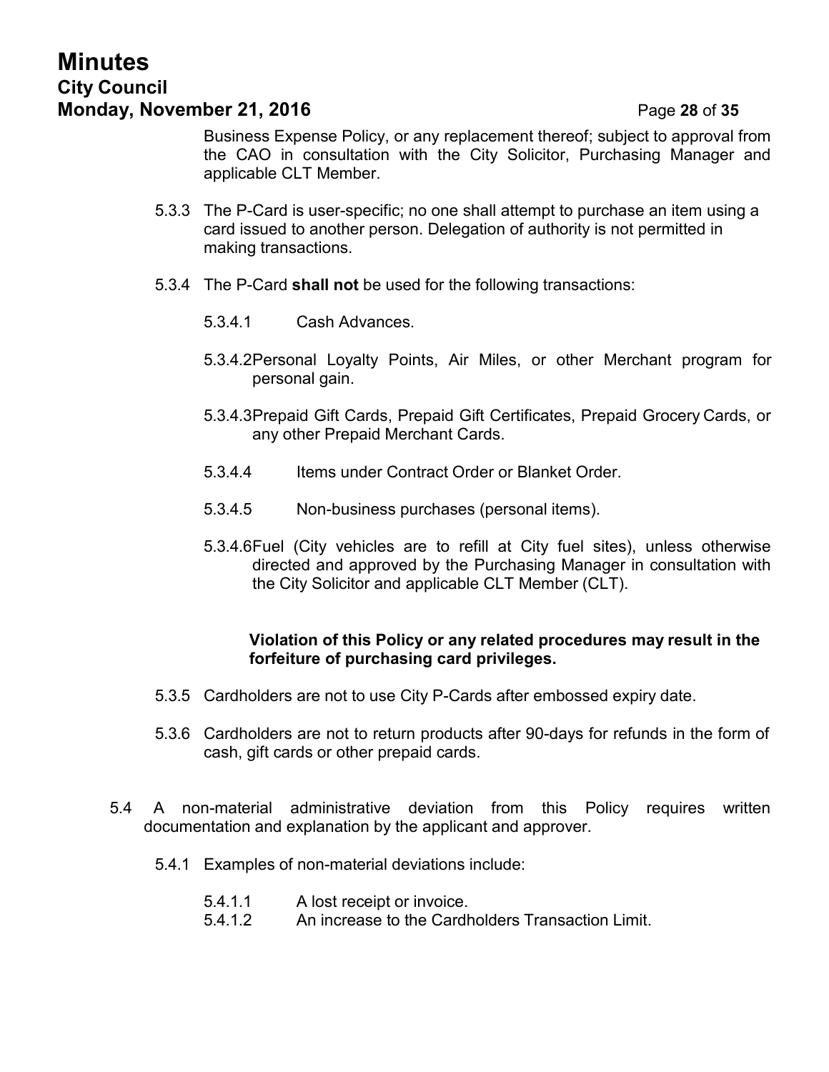Business Expense Policy, or any replacement thereof; subject to approval from the CAO in consultation with the City Solicitor, Purchasing Manager and applicable CLT Member.

5.3.3 The P-Card is user-specific; no one shall attempt to purchase an item using a card issued to another person. Delegation of authority is not permitted in making transactions.

5.3.4 The P-Card **shall not** be used for the following transactions:

5.3.4.1 Cash Advances.

5.3.4.2 Personal Loyalty Points, Air Miles, or other Merchant program for personal gain.

5.3.4.3 Prepaid Gift Cards, Prepaid Gift Certificates, Prepaid Grocery Cards, or any other Prepaid Merchant Cards.

5.3.4.4 Items under Contract Order or Blanket Order.

5.3.4.5 Non-business purchases (personal items).

5.3.4.6 Fuel (City vehicles are to refill at City fuel sites), unless otherwise directed and approved by the Purchasing Manager in consultation with the City Solicitor and applicable CLT Member (CLT).

**Violation of this Policy or any related procedures may result in the forfeiture of purchasing card privileges.**

5.3.5 Cardholders are not to use City P-Cards after embossed expiry date.

5.3.6 Cardholders are not to return products after 90-days for refunds in the form of cash, gift cards or other prepaid cards.

5.4 A non-material administrative deviation from this Policy requires written documentation and explanation by the applicant and approver.

5.4.1 Examples of non-material deviations include:

5.4.1.1 A lost receipt or invoice.
5.4.1.2 An increase to the Cardholders Transaction Limit.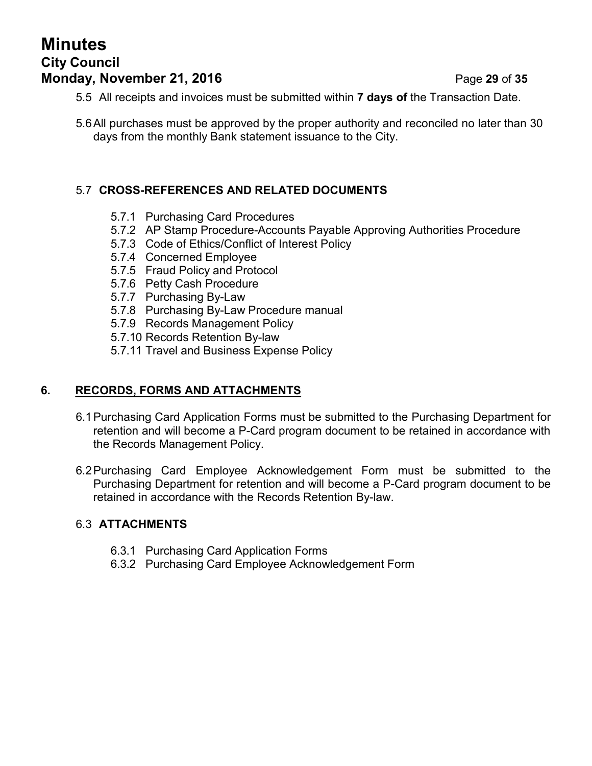5.5 All receipts and invoices must be submitted within **7 days of** the Transaction Date.

5.6 All purchases must be approved by the proper authority and reconciled no later than 30 days from the monthly Bank statement issuance to the City.

5.7 **CROSS-REFERENCES AND RELATED DOCUMENTS**

- 5.7.1 Purchasing Card Procedures
- 5.7.2 AP Stamp Procedure-Accounts Payable Approving Authorities Procedure
- 5.7.3 Code of Ethics/Conflict of Interest Policy
- 5.7.4 Concerned Employee
- 5.7.5 Fraud Policy and Protocol
- 5.7.6 Petty Cash Procedure
- 5.7.7 Purchasing By-Law
- 5.7.8 Purchasing By-Law Procedure manual
- 5.7.9 Records Management Policy
- 5.7.10 Records Retention By-law
- 5.7.11 Travel and Business Expense Policy

## 6. RECORDS, FORMS AND ATTACHMENTS

6.1 Purchasing Card Application Forms must be submitted to the Purchasing Department for retention and will become a P-Card program document to be retained in accordance with the Records Management Policy.

6.2 Purchasing Card Employee Acknowledgement Form must be submitted to the Purchasing Department for retention and will become a P-Card program document to be retained in accordance with the Records Retention By-law.

6.3 **ATTACHMENTS**

- 6.3.1 Purchasing Card Application Forms
- 6.3.2 Purchasing Card Employee Acknowledgement Form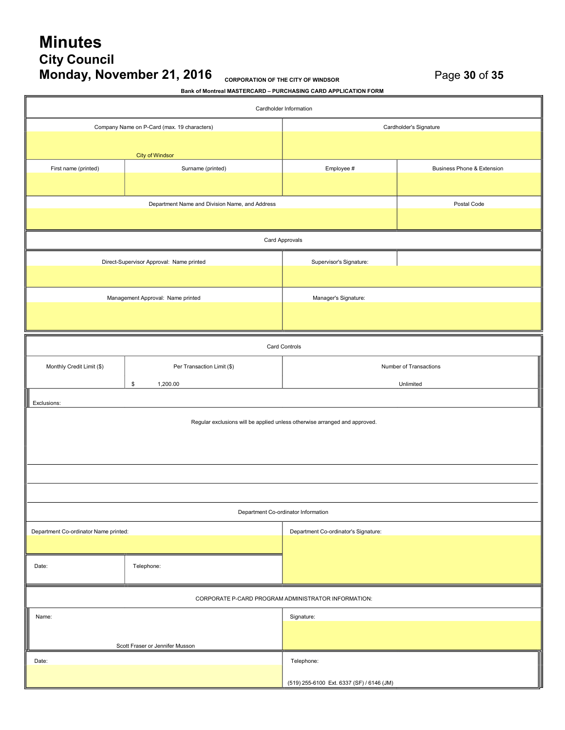**CORPORATION OF THE CITY OF WINDSOR**

**Bank of Montreal MASTERCARD – PURCHASING CARD APPLICATION FORM**

| Cardholder Information | | | |
|---|---|---|---|
| Company Name on P-Card (max. 19 characters) | | Cardholder's Signature | |
| City of Windsor | | | |
| First name (printed) | Surname (printed) | Employee # | Business Phone & Extension |
| | | | |
| Department Name and Division Name, and Address | | | Postal Code |
| | | | |

| Card Approvals | |
|---|---|
| Direct-Supervisor Approval: Name printed | Supervisor's Signature: |
| | |
| Management Approval: Name printed | Manager's Signature: |
| | |

| Card Controls | | |
|---|---|---|
| Monthly Credit Limit ($) | Per Transaction Limit ($) | Number of Transactions |
| | $ 1,200.00 | Unlimited |

Exclusions:

Regular exclusions will be applied unless otherwise arranged and approved.

| Department Co-ordinator Information | | |
|---|---|---|
| Department Co-ordinator Name printed: | | Department Co-ordinator's Signature: |
| Date: | Telephone: | |

| CORPORATE P-CARD PROGRAM ADMINISTRATOR INFORMATION: | |
|---|---|
| Name: Scott Fraser or Jennifer Musson | Signature: |
| Date: | Telephone: (519) 255-6100 Ext. 6337 (SF) / 6146 (JM) |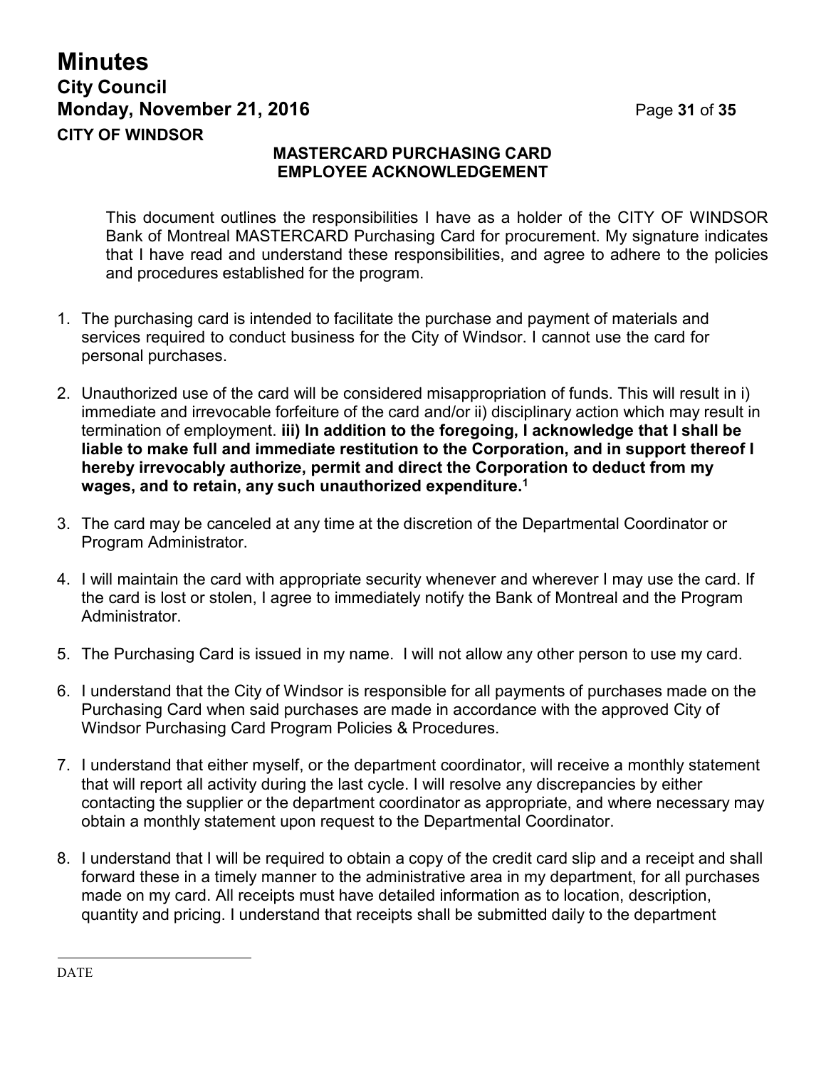CITY OF WINDSOR

**MASTERCARD PURCHASING CARD EMPLOYEE ACKNOWLEDGEMENT**

This document outlines the responsibilities I have as a holder of the CITY OF WINDSOR Bank of Montreal MASTERCARD Purchasing Card for procurement. My signature indicates that I have read and understand these responsibilities, and agree to adhere to the policies and procedures established for the program.

1. The purchasing card is intended to facilitate the purchase and payment of materials and services required to conduct business for the City of Windsor. I cannot use the card for personal purchases.
2. Unauthorized use of the card will be considered misappropriation of funds. This will result in i) immediate and irrevocable forfeiture of the card and/or ii) disciplinary action which may result in termination of employment. **iii) In addition to the foregoing, I acknowledge that I shall be liable to make full and immediate restitution to the Corporation, and in support thereof I hereby irrevocably authorize, permit and direct the Corporation to deduct from my wages, and to retain, any such unauthorized expenditure.[1]**
3. The card may be canceled at any time at the discretion of the Departmental Coordinator or Program Administrator.
4. I will maintain the card with appropriate security whenever and wherever I may use the card. If the card is lost or stolen, I agree to immediately notify the Bank of Montreal and the Program Administrator.
5. The Purchasing Card is issued in my name. I will not allow any other person to use my card.
6. I understand that the City of Windsor is responsible for all payments of purchases made on the Purchasing Card when said purchases are made in accordance with the approved City of Windsor Purchasing Card Program Policies & Procedures.
7. I understand that either myself, or the department coordinator, will receive a monthly statement that will report all activity during the last cycle. I will resolve any discrepancies by either contacting the supplier or the department coordinator as appropriate, and where necessary may obtain a monthly statement upon request to the Departmental Coordinator.
8. I understand that I will be required to obtain a copy of the credit card slip and a receipt and shall forward these in a timely manner to the administrative area in my department, for all purchases made on my card. All receipts must have detailed information as to location, description, quantity and pricing. I understand that receipts shall be submitted daily to the department

---

DATE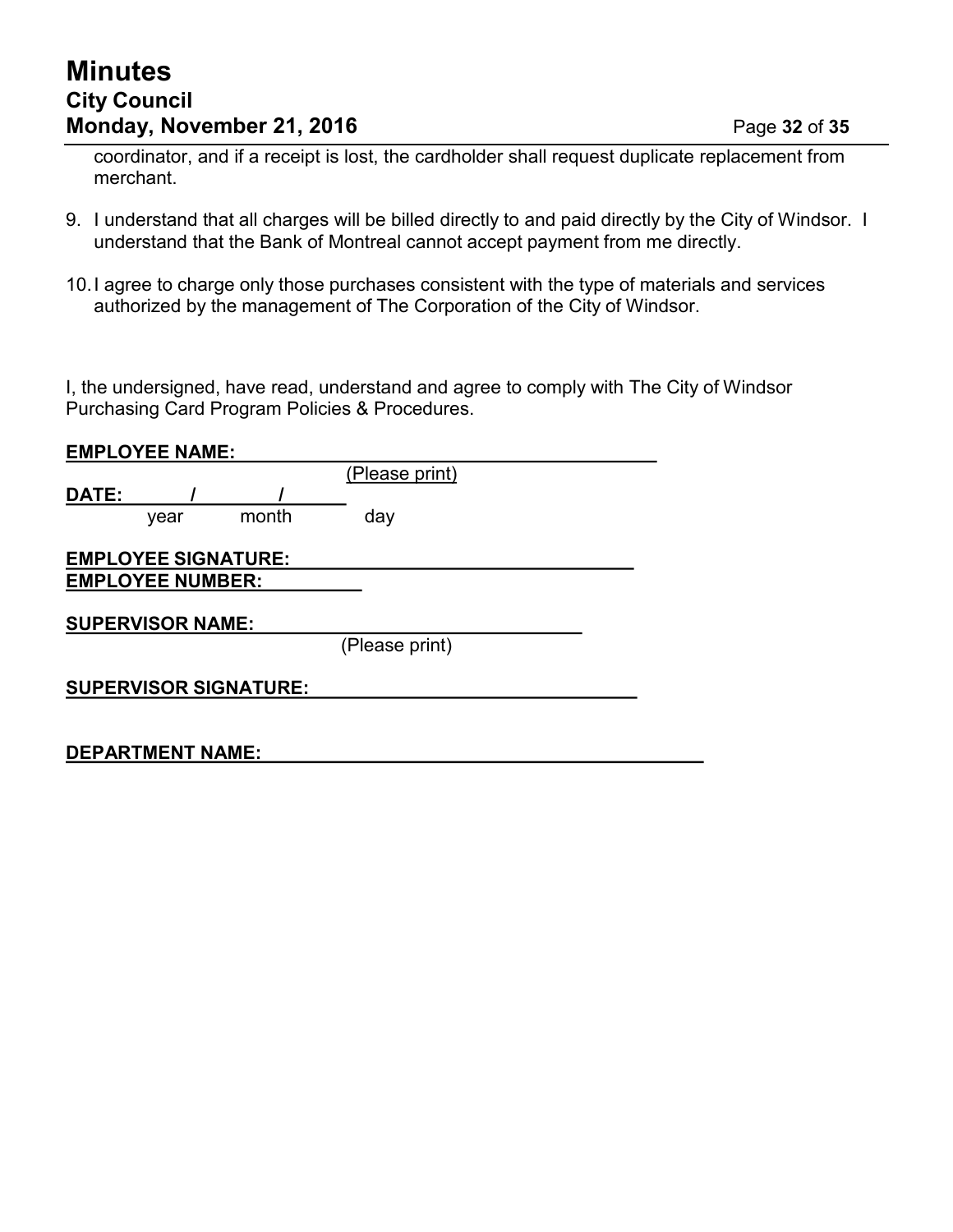coordinator, and if a receipt is lost, the cardholder shall request duplicate replacement from merchant.

9. I understand that all charges will be billed directly to and paid directly by the City of Windsor. I understand that the Bank of Montreal cannot accept payment from me directly.

10. I agree to charge only those purchases consistent with the type of materials and services authorized by the management of The Corporation of the City of Windsor.

I, the undersigned, have read, understand and agree to comply with The City of Windsor Purchasing Card Program Policies & Procedures.

**EMPLOYEE NAME:** ________________________________________
(Please print)

**DATE:** _____/_____/_____
year month day

**EMPLOYEE SIGNATURE:** ________________________________

**EMPLOYEE NUMBER:** __________

**SUPERVISOR NAME:** ______________________________
(Please print)

**SUPERVISOR SIGNATURE:** ______________________________

**DEPARTMENT NAME:** ________________________________________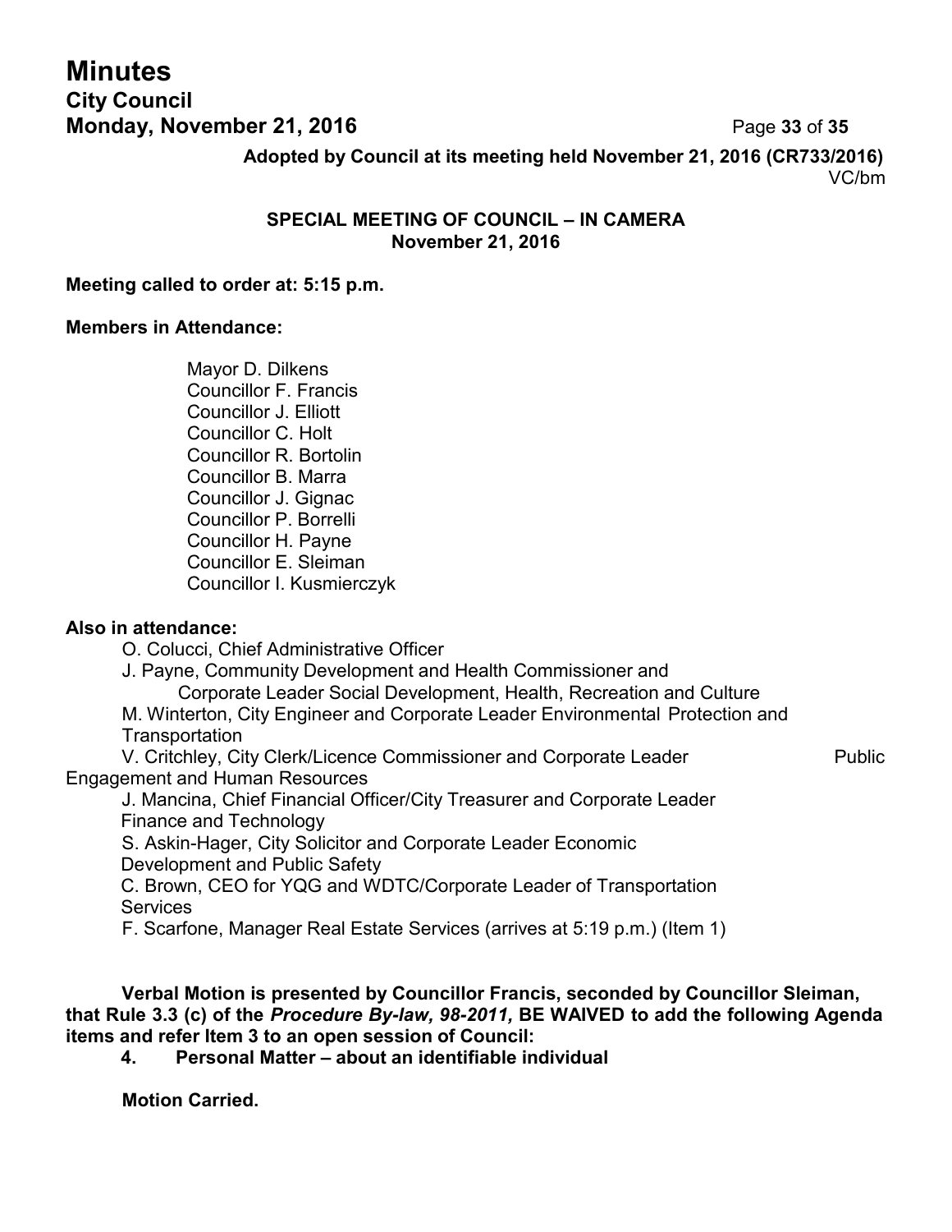**Adopted by Council at its meeting held November 21, 2016 (CR733/2016)**
VC/bm

### SPECIAL MEETING OF COUNCIL – IN CAMERA
### November 21, 2016

**Meeting called to order at: 5:15 p.m.**

**Members in Attendance:**

Mayor D. Dilkens
Councillor F. Francis
Councillor J. Elliott
Councillor C. Holt
Councillor R. Bortolin
Councillor B. Marra
Councillor J. Gignac
Councillor P. Borrelli
Councillor H. Payne
Councillor E. Sleiman
Councillor I. Kusmierczyk

**Also in attendance:**

O. Colucci, Chief Administrative Officer
J. Payne, Community Development and Health Commissioner and Corporate Leader Social Development, Health, Recreation and Culture
M. Winterton, City Engineer and Corporate Leader Environmental Protection and Transportation
V. Critchley, City Clerk/Licence Commissioner and Corporate Leader Public Engagement and Human Resources
J. Mancina, Chief Financial Officer/City Treasurer and Corporate Leader Finance and Technology
S. Askin-Hager, City Solicitor and Corporate Leader Economic Development and Public Safety
C. Brown, CEO for YQG and WDTC/Corporate Leader of Transportation Services
F. Scarfone, Manager Real Estate Services (arrives at 5:19 p.m.) (Item 1)

**Verbal Motion is presented by Councillor Francis, seconded by Councillor Sleiman, that Rule 3.3 (c) of the *Procedure By-law, 98-2011,* BE WAIVED to add the following Agenda items and refer Item 3 to an open session of Council:**

**4. Personal Matter – about an identifiable individual**

**Motion Carried.**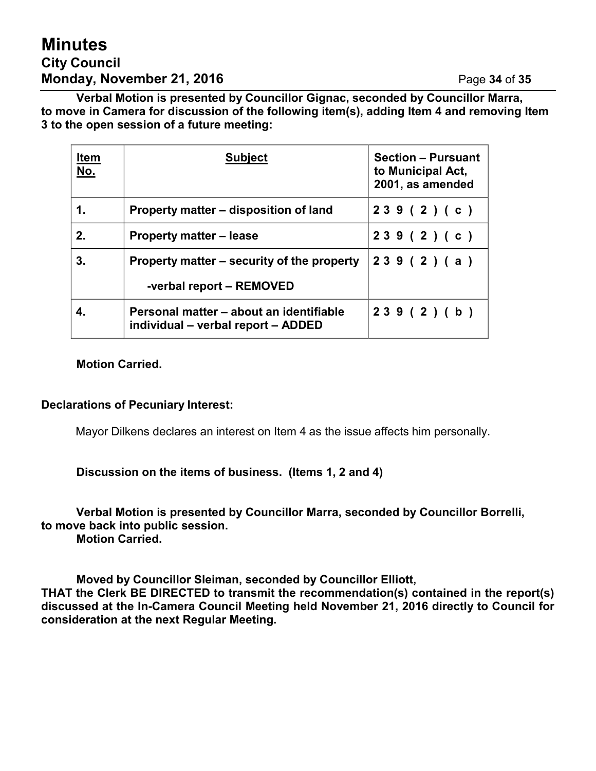**Verbal Motion is presented by Councillor Gignac, seconded by Councillor Marra, to move in Camera for discussion of the following item(s), adding Item 4 and removing Item 3 to the open session of a future meeting:**

| Item No. | Subject | Section – Pursuant to Municipal Act, 2001, as amended |
|---|---|---|
| 1. | Property matter – disposition of land | 239 (2) (c) |
| 2. | Property matter – lease | 239 (2) (c) |
| 3. | Property matter – security of the property -verbal report – REMOVED | 239 (2) (a) |
| 4. | Personal matter – about an identifiable individual – verbal report – ADDED | 239 (2) (b) |

**Motion Carried.**

**Declarations of Pecuniary Interest:**

Mayor Dilkens declares an interest on Item 4 as the issue affects him personally.

**Discussion on the items of business. (Items 1, 2 and 4)**

**Verbal Motion is presented by Councillor Marra, seconded by Councillor Borrelli, to move back into public session.**
**Motion Carried.**

**Moved by Councillor Sleiman, seconded by Councillor Elliott,**
**THAT the Clerk BE DIRECTED to transmit the recommendation(s) contained in the report(s) discussed at the In-Camera Council Meeting held November 21, 2016 directly to Council for consideration at the next Regular Meeting.**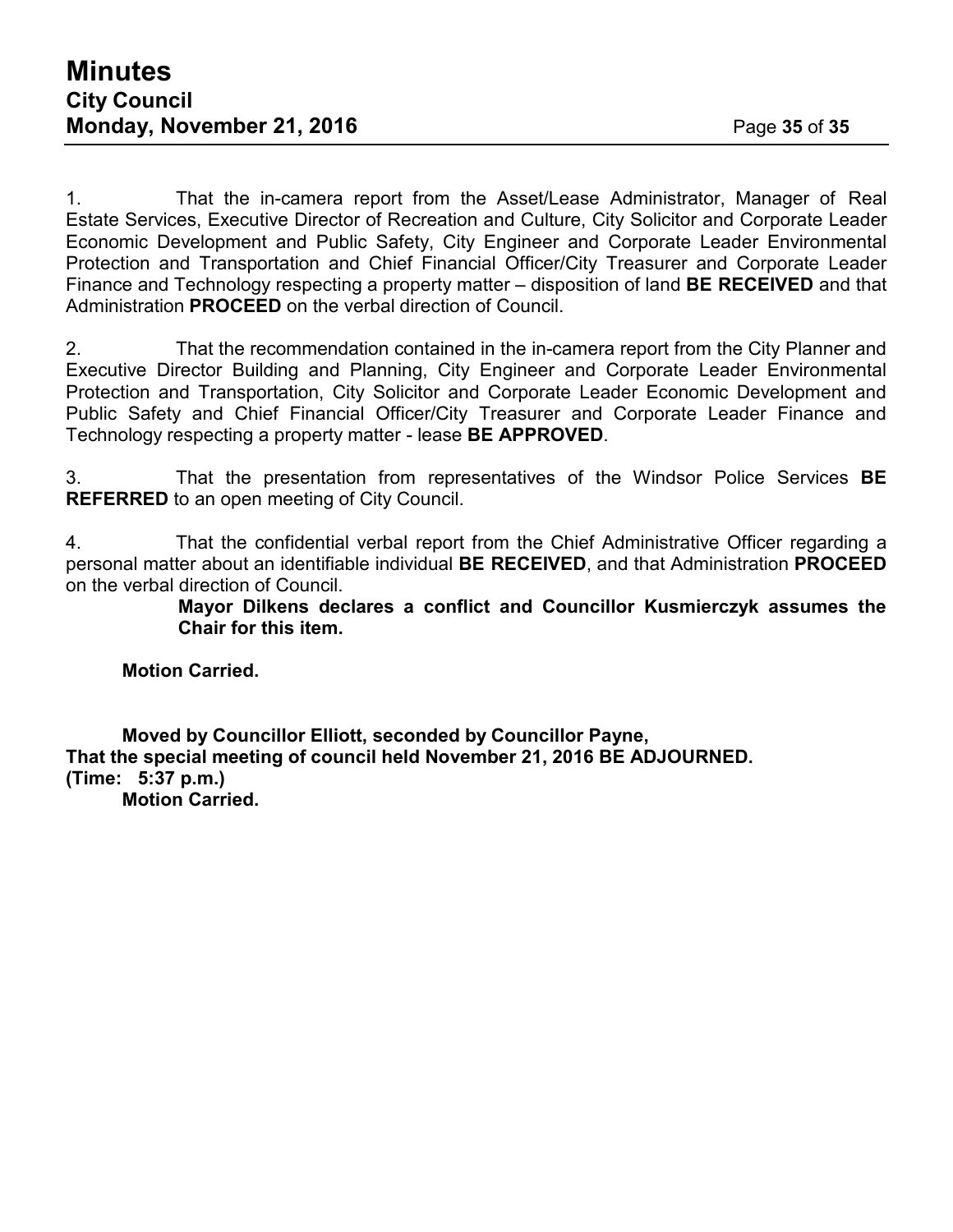1. That the in-camera report from the Asset/Lease Administrator, Manager of Real Estate Services, Executive Director of Recreation and Culture, City Solicitor and Corporate Leader Economic Development and Public Safety, City Engineer and Corporate Leader Environmental Protection and Transportation and Chief Financial Officer/City Treasurer and Corporate Leader Finance and Technology respecting a property matter – disposition of land **BE RECEIVED** and that Administration **PROCEED** on the verbal direction of Council.

2. That the recommendation contained in the in-camera report from the City Planner and Executive Director Building and Planning, City Engineer and Corporate Leader Environmental Protection and Transportation, City Solicitor and Corporate Leader Economic Development and Public Safety and Chief Financial Officer/City Treasurer and Corporate Leader Finance and Technology respecting a property matter - lease **BE APPROVED**.

3. That the presentation from representatives of the Windsor Police Services **BE REFERRED** to an open meeting of City Council.

4. That the confidential verbal report from the Chief Administrative Officer regarding a personal matter about an identifiable individual **BE RECEIVED**, and that Administration **PROCEED** on the verbal direction of Council.

**Mayor Dilkens declares a conflict and Councillor Kusmierczyk assumes the Chair for this item.**

**Motion Carried.**

**Moved by Councillor Elliott, seconded by Councillor Payne,**
**That the special meeting of council held November 21, 2016 BE ADJOURNED.**
**(Time: 5:37 p.m.)**
**Motion Carried.**